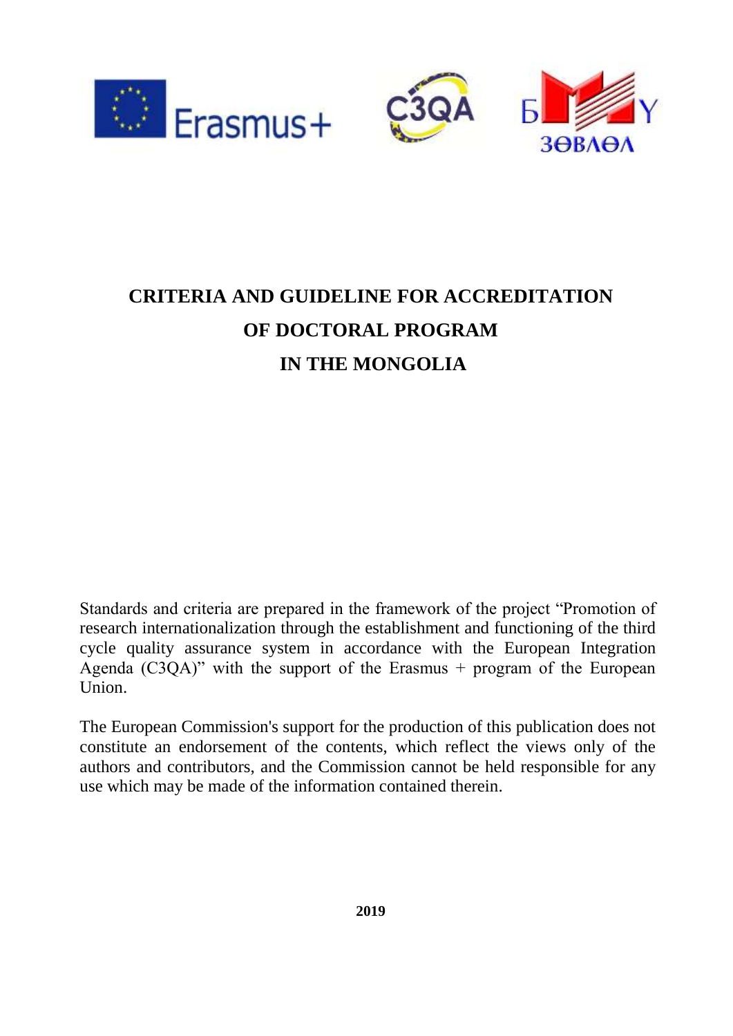# CRITERIA AND GUIDELINE FOR ACCREDITATION OF DOCTORAL PROGRAM IN THE MONGOLIA

Standards and criteria are prepared in the framework of the project "Promotion of research internationalization through the establishment and functioning of the third cycle quality assurance system in accordance with the European Integration Agenda (C3QA)" with the support of the Erasmus + program of the European Union.

The European Commission's support for the production of this publication does not constitute an endorsement of the contents, which reflect the views only of the authors and contributors, and the Commission cannot be held responsible for any use which may be made of the information contained therein.

**2019**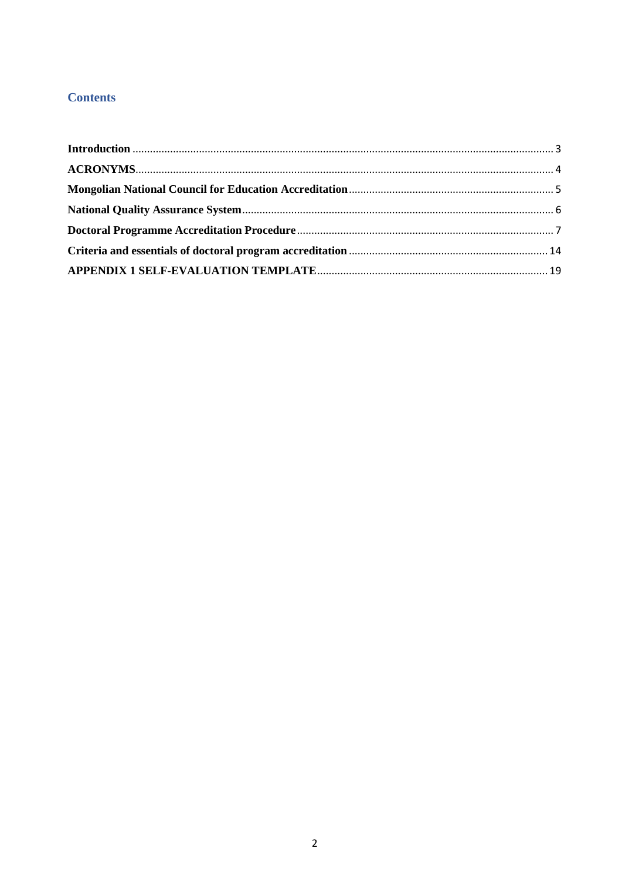## Contents

**Introduction** ........................................................................................................................................ 3

**ACRONYMS**........................................................................................................................................ 4

**Mongolian National Council for Education Accreditation** ...................................................................... 5

**National Quality Assurance System** ........................................................................................................ 6

**Doctoral Programme Accreditation Procedure** ........................................................................................ 7

**Criteria and essentials of doctoral program accreditation** .................................................................... 14

**APPENDIX 1 SELF-EVALUATION TEMPLATE** ............................................................................... 19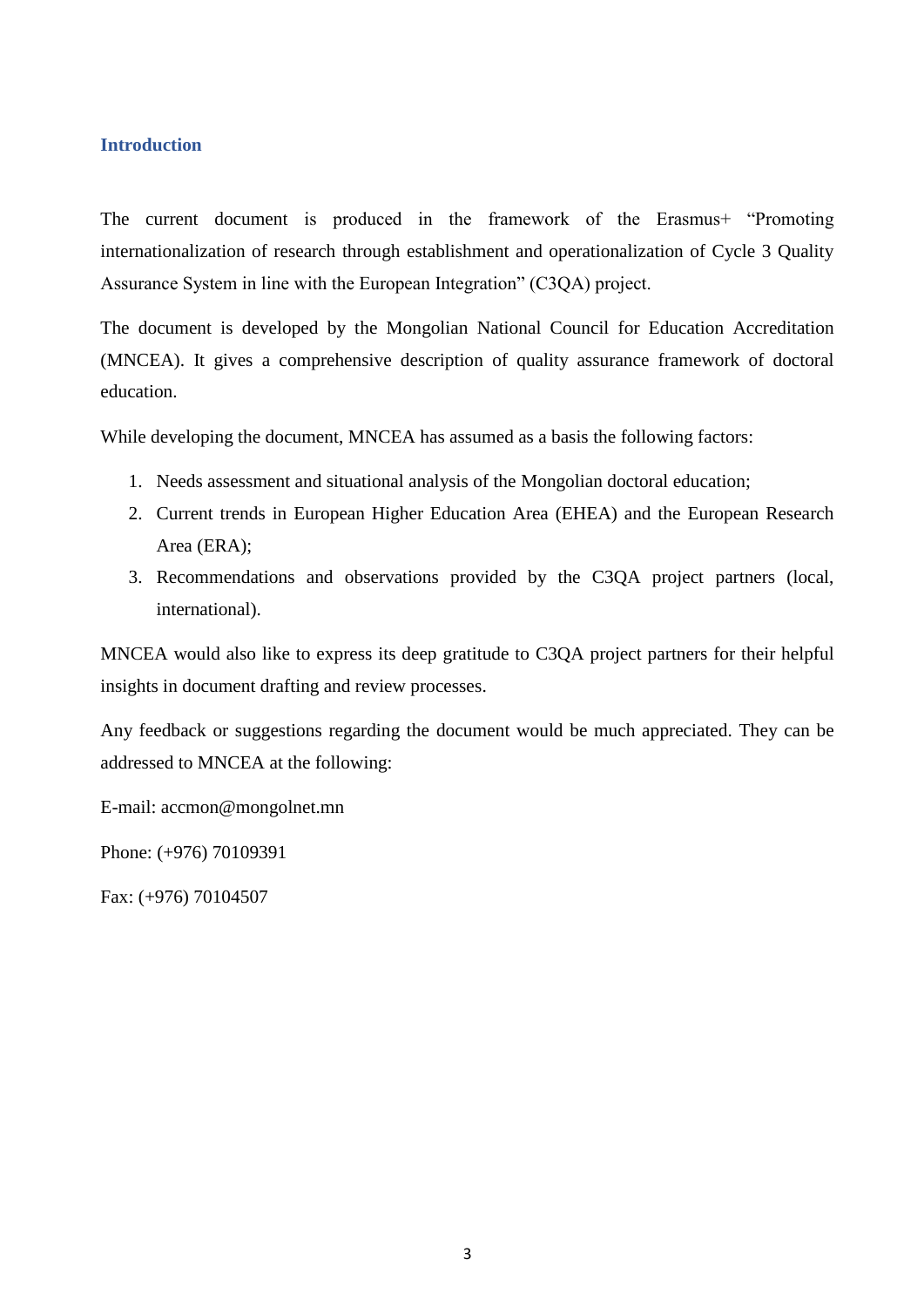## Introduction

The current document is produced in the framework of the Erasmus+ "Promoting internationalization of research through establishment and operationalization of Cycle 3 Quality Assurance System in line with the European Integration" (C3QA) project.

The document is developed by the Mongolian National Council for Education Accreditation (MNCEA). It gives a comprehensive description of quality assurance framework of doctoral education.

While developing the document, MNCEA has assumed as a basis the following factors:

1. Needs assessment and situational analysis of the Mongolian doctoral education;
2. Current trends in European Higher Education Area (EHEA) and the European Research Area (ERA);
3. Recommendations and observations provided by the C3QA project partners (local, international).

MNCEA would also like to express its deep gratitude to C3QA project partners for their helpful insights in document drafting and review processes.

Any feedback or suggestions regarding the document would be much appreciated. They can be addressed to MNCEA at the following:

E-mail: accmon@mongolnet.mn

Phone: (+976) 70109391

Fax: (+976) 70104507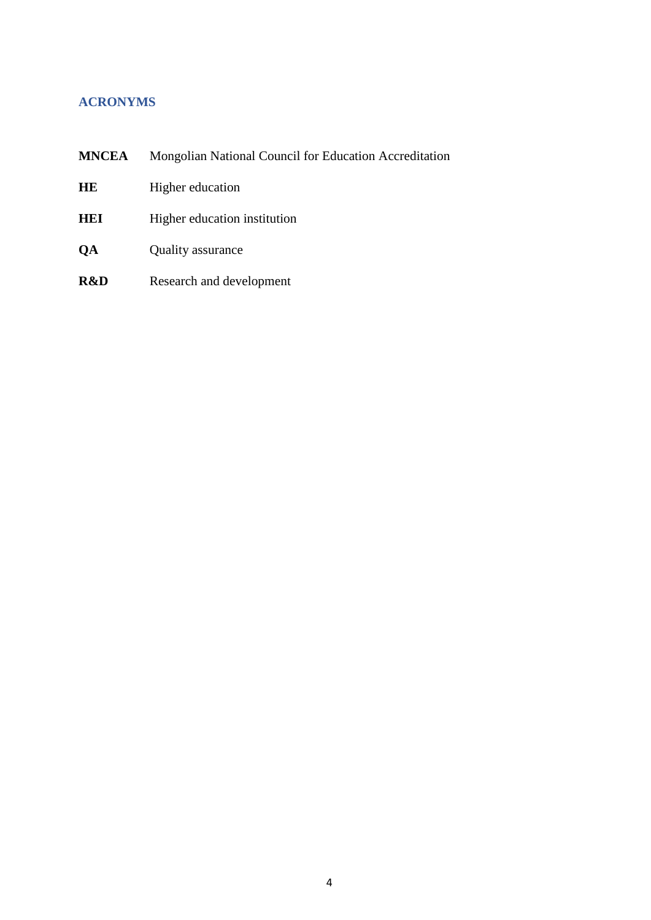## ACRONYMS

| | |
|---|---|
| **MNCEA** | Mongolian National Council for Education Accreditation |
| **HE** | Higher education |
| **HEI** | Higher education institution |
| **QA** | Quality assurance |
| **R&D** | Research and development |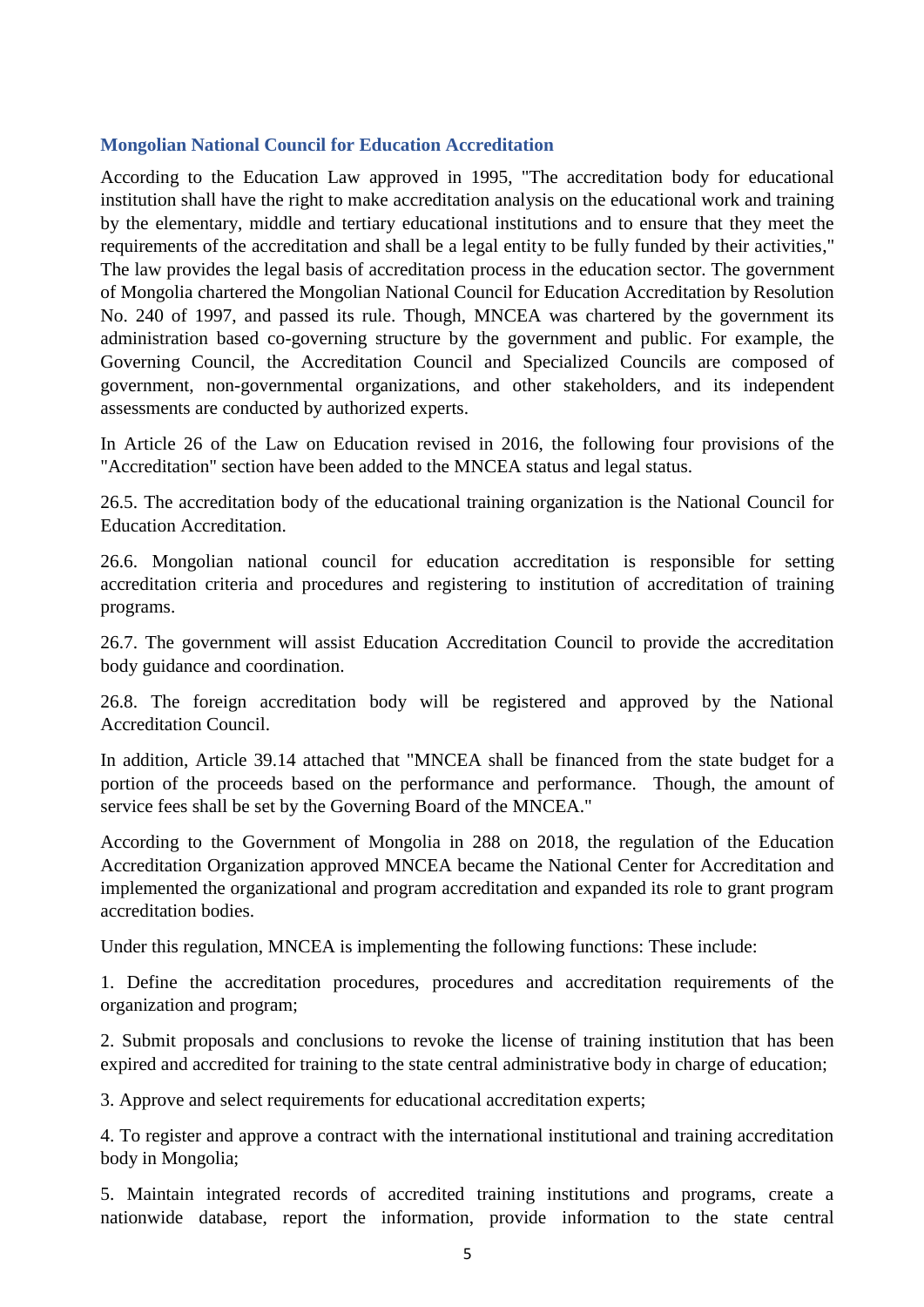### Mongolian National Council for Education Accreditation

According to the Education Law approved in 1995, "The accreditation body for educational institution shall have the right to make accreditation analysis on the educational work and training by the elementary, middle and tertiary educational institutions and to ensure that they meet the requirements of the accreditation and shall be a legal entity to be fully funded by their activities," The law provides the legal basis of accreditation process in the education sector. The government of Mongolia chartered the Mongolian National Council for Education Accreditation by Resolution No. 240 of 1997, and passed its rule. Though, MNCEA was chartered by the government its administration based co-governing structure by the government and public. For example, the Governing Council, the Accreditation Council and Specialized Councils are composed of government, non-governmental organizations, and other stakeholders, and its independent assessments are conducted by authorized experts.

In Article 26 of the Law on Education revised in 2016, the following four provisions of the "Accreditation" section have been added to the MNCEA status and legal status.

26.5. The accreditation body of the educational training organization is the National Council for Education Accreditation.

26.6. Mongolian national council for education accreditation is responsible for setting accreditation criteria and procedures and registering to institution of accreditation of training programs.

26.7. The government will assist Education Accreditation Council to provide the accreditation body guidance and coordination.

26.8. The foreign accreditation body will be registered and approved by the National Accreditation Council.

In addition, Article 39.14 attached that "MNCEA shall be financed from the state budget for a portion of the proceeds based on the performance and performance. Though, the amount of service fees shall be set by the Governing Board of the MNCEA."

According to the Government of Mongolia in 288 on 2018, the regulation of the Education Accreditation Organization approved MNCEA became the National Center for Accreditation and implemented the organizational and program accreditation and expanded its role to grant program accreditation bodies.

Under this regulation, MNCEA is implementing the following functions: These include:

1. Define the accreditation procedures, procedures and accreditation requirements of the organization and program;

2. Submit proposals and conclusions to revoke the license of training institution that has been expired and accredited for training to the state central administrative body in charge of education;

3. Approve and select requirements for educational accreditation experts;

4. To register and approve a contract with the international institutional and training accreditation body in Mongolia;

5. Maintain integrated records of accredited training institutions and programs, create a nationwide database, report the information, provide information to the state central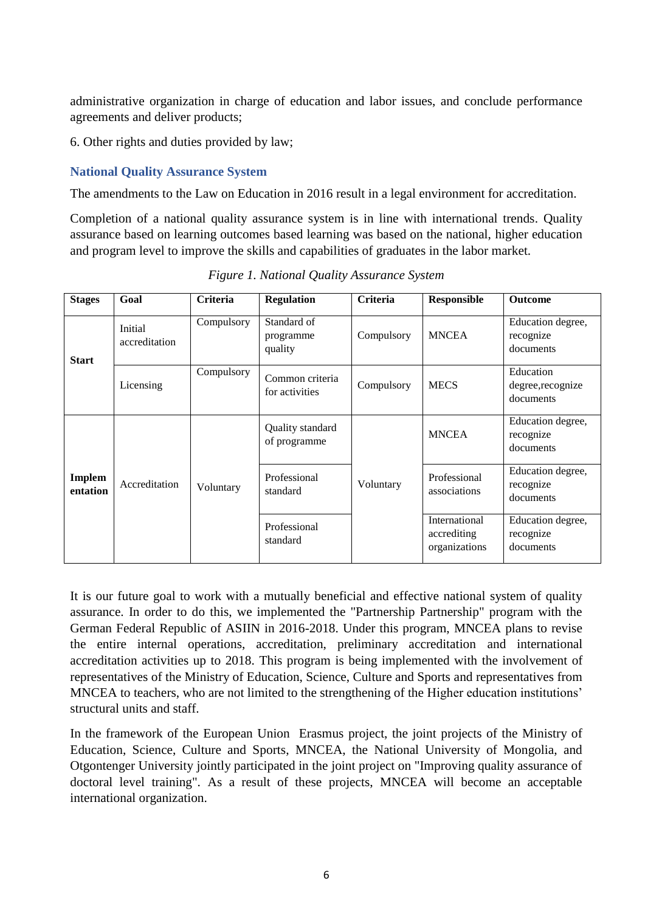administrative organization in charge of education and labor issues, and conclude performance agreements and deliver products;

6. Other rights and duties provided by law;

### National Quality Assurance System

The amendments to the Law on Education in 2016 result in a legal environment for accreditation.

Completion of a national quality assurance system is in line with international trends. Quality assurance based on learning outcomes based learning was based on the national, higher education and program level to improve the skills and capabilities of graduates in the labor market.

*Figure 1. National Quality Assurance System*

| Stages | Goal | Criteria | Regulation | Criteria | Responsible | Outcome |
|---|---|---|---|---|---|---|
| **Start** | Initial accreditation | Compulsory | Standard of programme quality | Compulsory | MNCEA | Education degree, recognize documents |
| | Licensing | Compulsory | Common criteria for activities | Compulsory | MECS | Education degree,recognize documents |
| **Implementation** | Accreditation | Voluntary | Quality standard of programme | Voluntary | MNCEA | Education degree, recognize documents |
| | | | Professional standard | | Professional associations | Education degree, recognize documents |
| | | | Professional standard | | International accrediting organizations | Education degree, recognize documents |

It is our future goal to work with a mutually beneficial and effective national system of quality assurance. In order to do this, we implemented the "Partnership Partnership" program with the German Federal Republic of ASIIN in 2016-2018. Under this program, MNCEA plans to revise the entire internal operations, accreditation, preliminary accreditation and international accreditation activities up to 2018. This program is being implemented with the involvement of representatives of the Ministry of Education, Science, Culture and Sports and representatives from MNCEA to teachers, who are not limited to the strengthening of the Higher education institutions' structural units and staff.

In the framework of the European Union Erasmus project, the joint projects of the Ministry of Education, Science, Culture and Sports, MNCEA, the National University of Mongolia, and Otgontenger University jointly participated in the joint project on "Improving quality assurance of doctoral level training". As a result of these projects, MNCEA will become an acceptable international organization.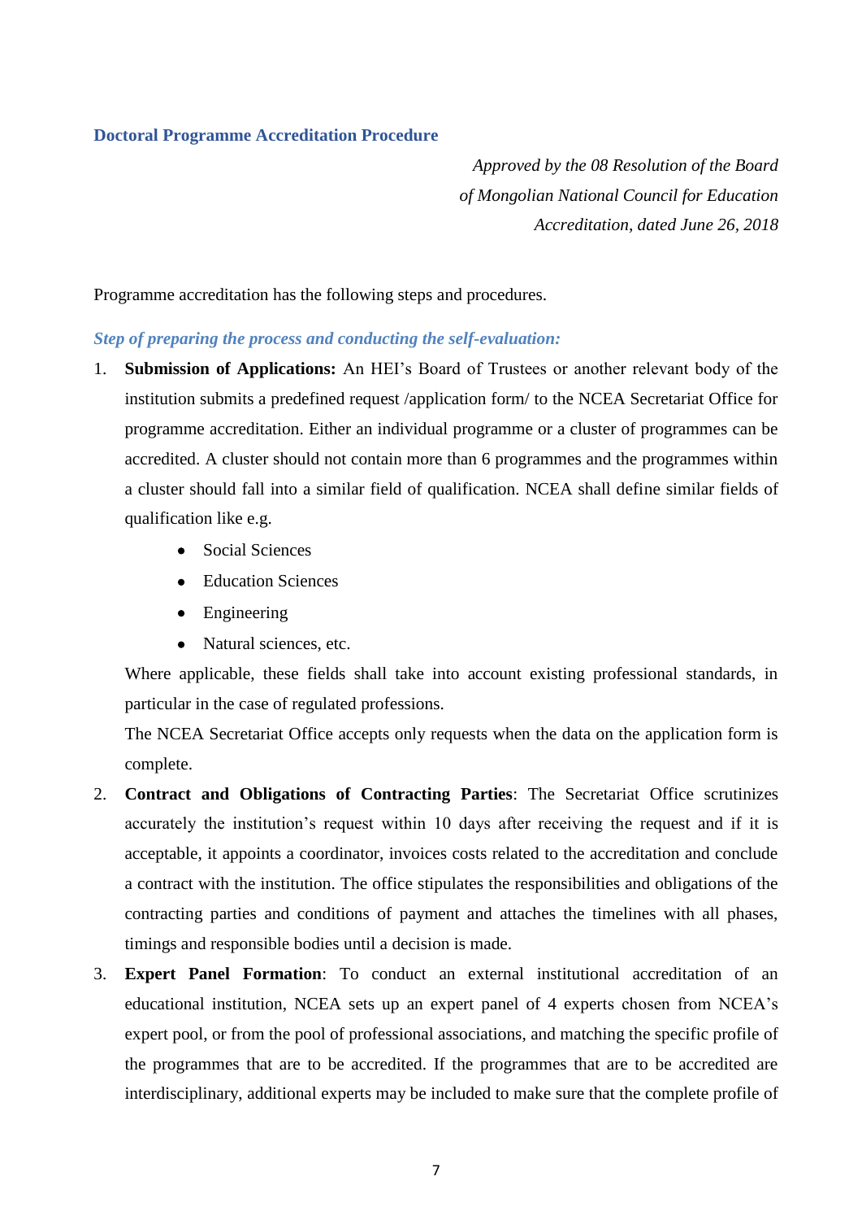## Doctoral Programme Accreditation Procedure

*Approved by the 08 Resolution of the Board of Mongolian National Council for Education Accreditation, dated June 26, 2018*

Programme accreditation has the following steps and procedures.

### *Step of preparing the process and conducting the self-evaluation:*

1. **Submission of Applications:** An HEI's Board of Trustees or another relevant body of the institution submits a predefined request /application form/ to the NCEA Secretariat Office for programme accreditation. Either an individual programme or a cluster of programmes can be accredited. A cluster should not contain more than 6 programmes and the programmes within a cluster should fall into a similar field of qualification. NCEA shall define similar fields of qualification like e.g.

   - Social Sciences
   - Education Sciences
   - Engineering
   - Natural sciences, etc.

   Where applicable, these fields shall take into account existing professional standards, in particular in the case of regulated professions.

   The NCEA Secretariat Office accepts only requests when the data on the application form is complete.

2. **Contract and Obligations of Contracting Parties**: The Secretariat Office scrutinizes accurately the institution's request within 10 days after receiving the request and if it is acceptable, it appoints a coordinator, invoices costs related to the accreditation and conclude a contract with the institution. The office stipulates the responsibilities and obligations of the contracting parties and conditions of payment and attaches the timelines with all phases, timings and responsible bodies until a decision is made.

3. **Expert Panel Formation**: To conduct an external institutional accreditation of an educational institution, NCEA sets up an expert panel of 4 experts chosen from NCEA's expert pool, or from the pool of professional associations, and matching the specific profile of the programmes that are to be accredited. If the programmes that are to be accredited are interdisciplinary, additional experts may be included to make sure that the complete profile of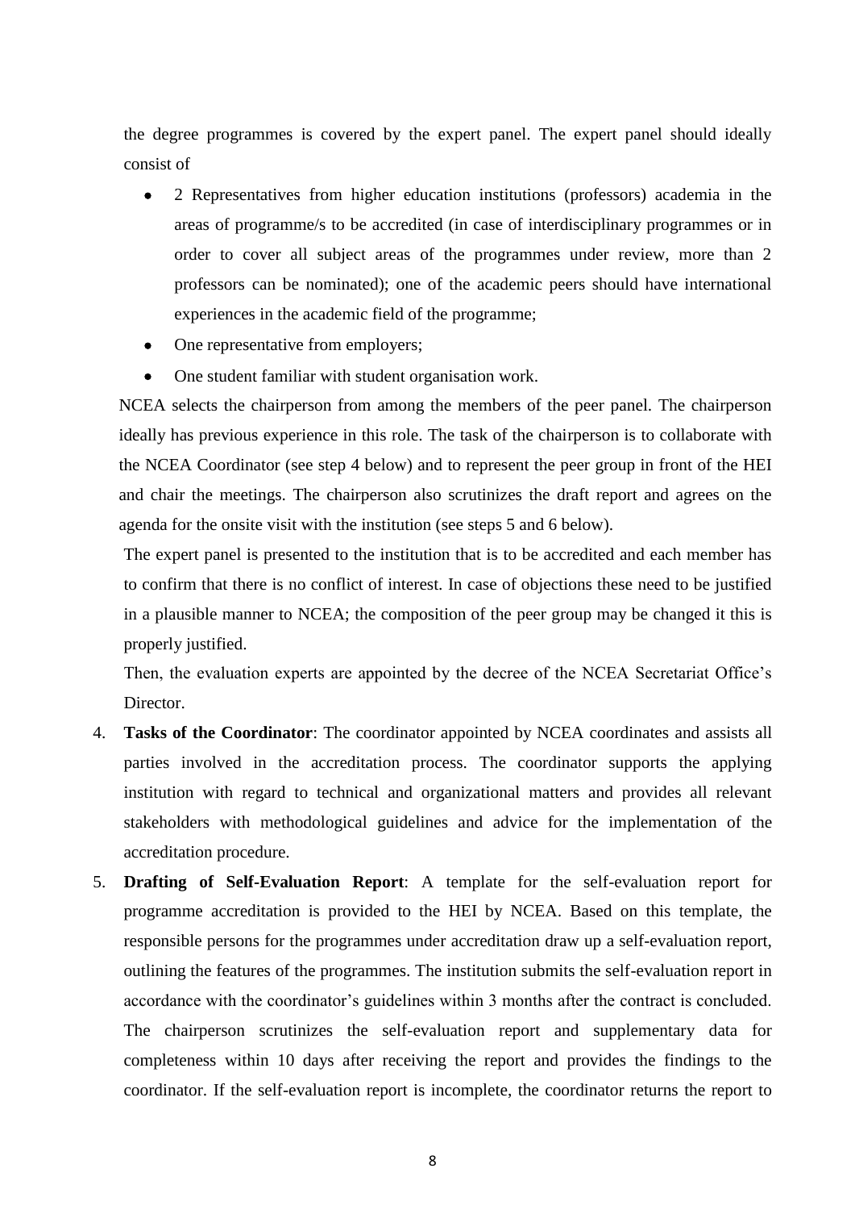the degree programmes is covered by the expert panel. The expert panel should ideally consist of

- 2 Representatives from higher education institutions (professors) academia in the areas of programme/s to be accredited (in case of interdisciplinary programmes or in order to cover all subject areas of the programmes under review, more than 2 professors can be nominated); one of the academic peers should have international experiences in the academic field of the programme;
- One representative from employers;
- One student familiar with student organisation work.

NCEA selects the chairperson from among the members of the peer panel. The chairperson ideally has previous experience in this role. The task of the chairperson is to collaborate with the NCEA Coordinator (see step 4 below) and to represent the peer group in front of the HEI and chair the meetings. The chairperson also scrutinizes the draft report and agrees on the agenda for the onsite visit with the institution (see steps 5 and 6 below).

The expert panel is presented to the institution that is to be accredited and each member has to confirm that there is no conflict of interest. In case of objections these need to be justified in a plausible manner to NCEA; the composition of the peer group may be changed it this is properly justified.

Then, the evaluation experts are appointed by the decree of the NCEA Secretariat Office's Director.

4. **Tasks of the Coordinator**: The coordinator appointed by NCEA coordinates and assists all parties involved in the accreditation process. The coordinator supports the applying institution with regard to technical and organizational matters and provides all relevant stakeholders with methodological guidelines and advice for the implementation of the accreditation procedure.
5. **Drafting of Self-Evaluation Report**: A template for the self-evaluation report for programme accreditation is provided to the HEI by NCEA. Based on this template, the responsible persons for the programmes under accreditation draw up a self-evaluation report, outlining the features of the programmes. The institution submits the self-evaluation report in accordance with the coordinator's guidelines within 3 months after the contract is concluded. The chairperson scrutinizes the self-evaluation report and supplementary data for completeness within 10 days after receiving the report and provides the findings to the coordinator. If the self-evaluation report is incomplete, the coordinator returns the report to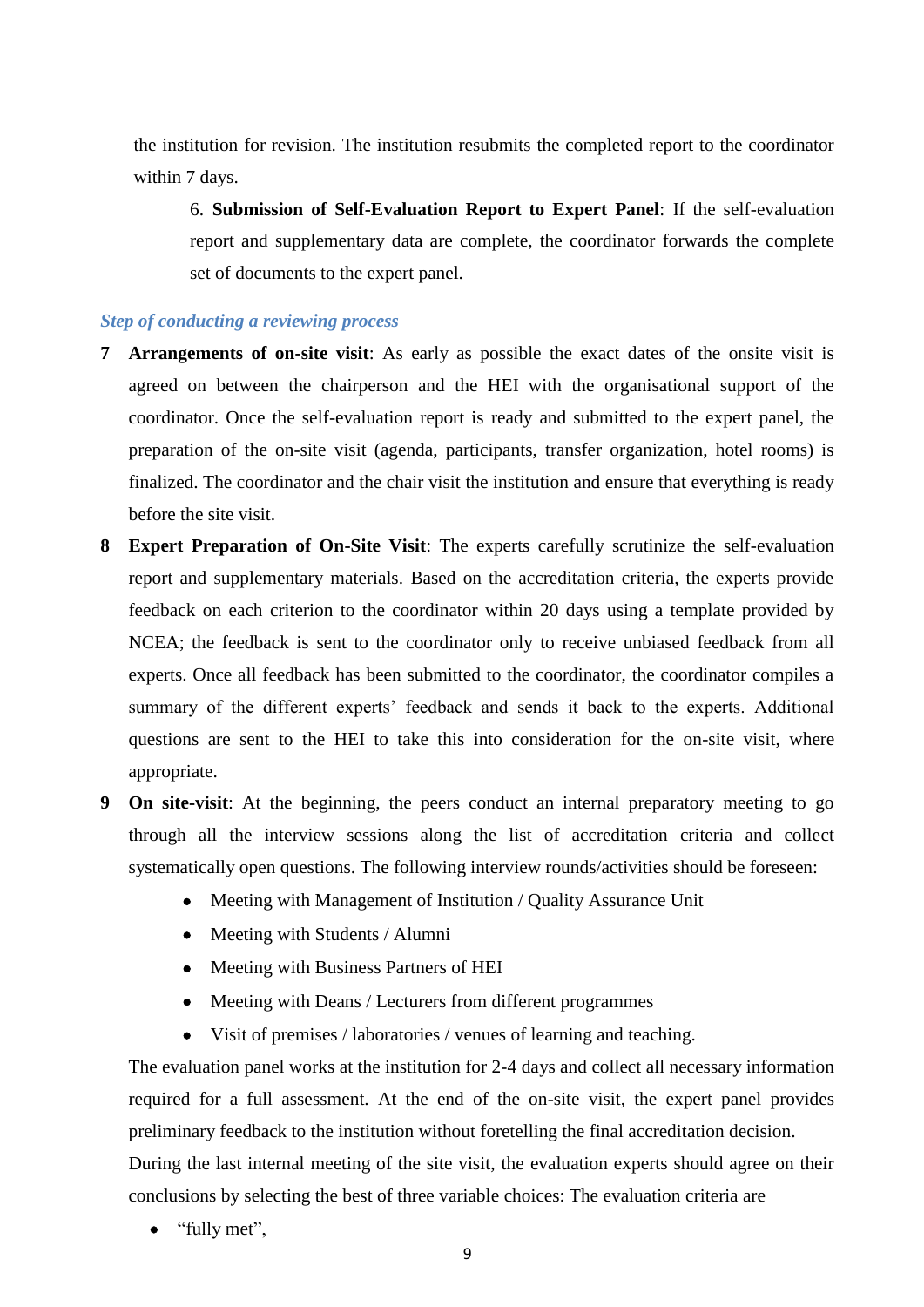the institution for revision. The institution resubmits the completed report to the coordinator within 7 days.

6. **Submission of Self-Evaluation Report to Expert Panel**: If the self-evaluation report and supplementary data are complete, the coordinator forwards the complete set of documents to the expert panel.

*Step of conducting a reviewing process*

7 **Arrangements of on-site visit**: As early as possible the exact dates of the onsite visit is agreed on between the chairperson and the HEI with the organisational support of the coordinator. Once the self-evaluation report is ready and submitted to the expert panel, the preparation of the on-site visit (agenda, participants, transfer organization, hotel rooms) is finalized. The coordinator and the chair visit the institution and ensure that everything is ready before the site visit.

8 **Expert Preparation of On-Site Visit**: The experts carefully scrutinize the self-evaluation report and supplementary materials. Based on the accreditation criteria, the experts provide feedback on each criterion to the coordinator within 20 days using a template provided by NCEA; the feedback is sent to the coordinator only to receive unbiased feedback from all experts. Once all feedback has been submitted to the coordinator, the coordinator compiles a summary of the different experts' feedback and sends it back to the experts. Additional questions are sent to the HEI to take this into consideration for the on-site visit, where appropriate.

9 **On site-visit**: At the beginning, the peers conduct an internal preparatory meeting to go through all the interview sessions along the list of accreditation criteria and collect systematically open questions. The following interview rounds/activities should be foreseen:

- Meeting with Management of Institution / Quality Assurance Unit
- Meeting with Students / Alumni
- Meeting with Business Partners of HEI
- Meeting with Deans / Lecturers from different programmes
- Visit of premises / laboratories / venues of learning and teaching.

The evaluation panel works at the institution for 2-4 days and collect all necessary information required for a full assessment. At the end of the on-site visit, the expert panel provides preliminary feedback to the institution without foretelling the final accreditation decision.

During the last internal meeting of the site visit, the evaluation experts should agree on their conclusions by selecting the best of three variable choices: The evaluation criteria are

- "fully met",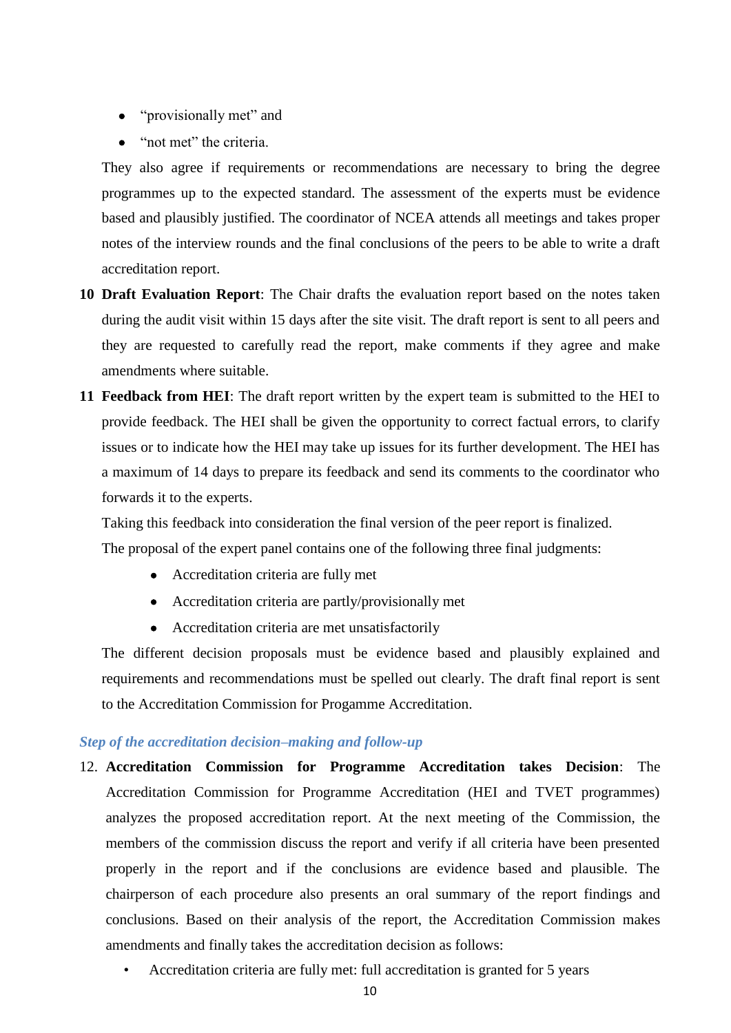- "provisionally met" and
- "not met" the criteria.

They also agree if requirements or recommendations are necessary to bring the degree programmes up to the expected standard. The assessment of the experts must be evidence based and plausibly justified. The coordinator of NCEA attends all meetings and takes proper notes of the interview rounds and the final conclusions of the peers to be able to write a draft accreditation report.

10 **Draft Evaluation Report**: The Chair drafts the evaluation report based on the notes taken during the audit visit within 15 days after the site visit. The draft report is sent to all peers and they are requested to carefully read the report, make comments if they agree and make amendments where suitable.

11 **Feedback from HEI**: The draft report written by the expert team is submitted to the HEI to provide feedback. The HEI shall be given the opportunity to correct factual errors, to clarify issues or to indicate how the HEI may take up issues for its further development. The HEI has a maximum of 14 days to prepare its feedback and send its comments to the coordinator who forwards it to the experts.

Taking this feedback into consideration the final version of the peer report is finalized.

The proposal of the expert panel contains one of the following three final judgments:

- Accreditation criteria are fully met
- Accreditation criteria are partly/provisionally met
- Accreditation criteria are met unsatisfactorily

The different decision proposals must be evidence based and plausibly explained and requirements and recommendations must be spelled out clearly. The draft final report is sent to the Accreditation Commission for Progamme Accreditation.

### *Step of the accreditation decision–making and follow-up*

12. **Accreditation Commission for Programme Accreditation takes Decision**: The Accreditation Commission for Programme Accreditation (HEI and TVET programmes) analyzes the proposed accreditation report. At the next meeting of the Commission, the members of the commission discuss the report and verify if all criteria have been presented properly in the report and if the conclusions are evidence based and plausible. The chairperson of each procedure also presents an oral summary of the report findings and conclusions. Based on their analysis of the report, the Accreditation Commission makes amendments and finally takes the accreditation decision as follows:

    - Accreditation criteria are fully met: full accreditation is granted for 5 years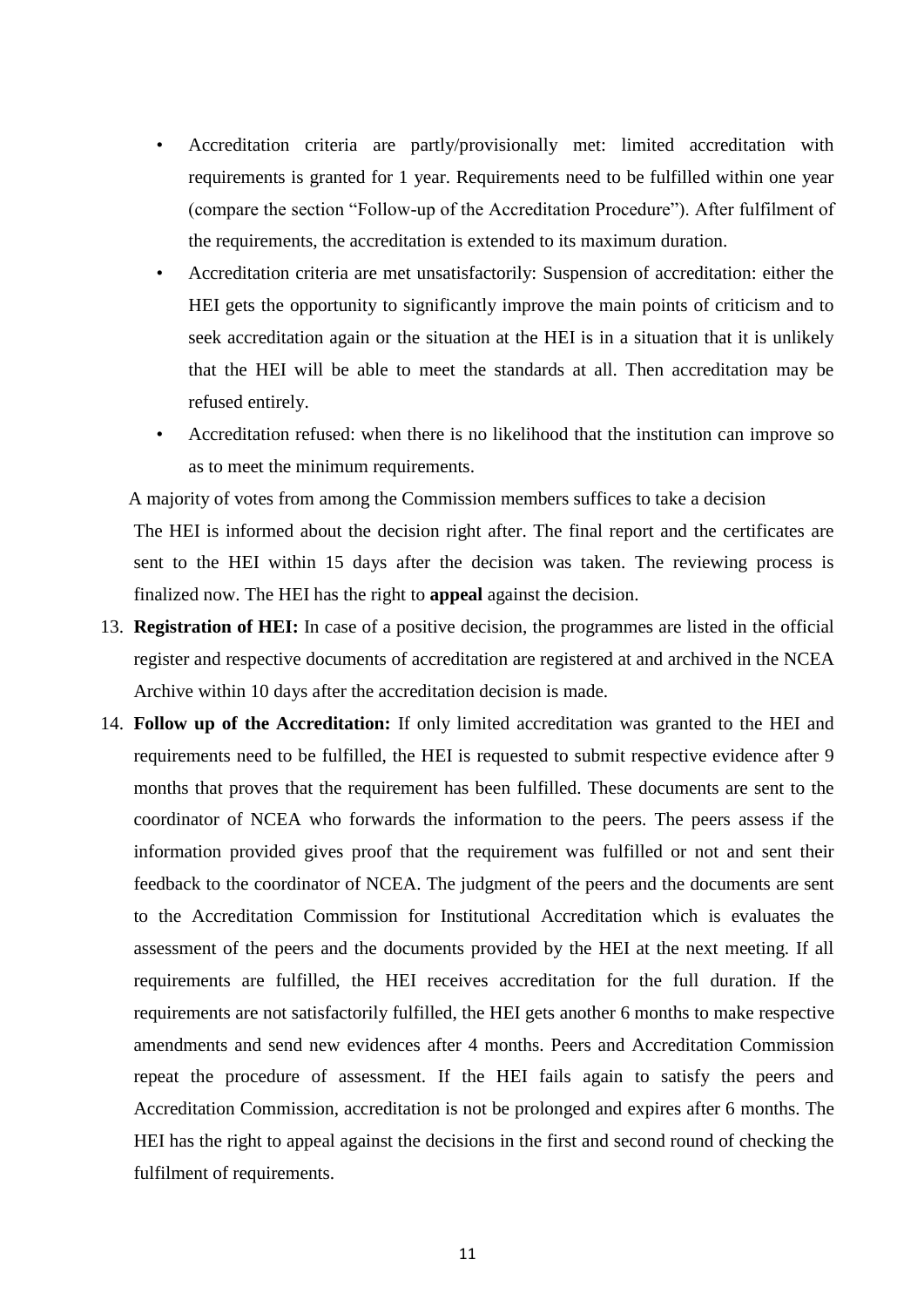- Accreditation criteria are partly/provisionally met: limited accreditation with requirements is granted for 1 year. Requirements need to be fulfilled within one year (compare the section "Follow-up of the Accreditation Procedure"). After fulfilment of the requirements, the accreditation is extended to its maximum duration.
- Accreditation criteria are met unsatisfactorily: Suspension of accreditation: either the HEI gets the opportunity to significantly improve the main points of criticism and to seek accreditation again or the situation at the HEI is in a situation that it is unlikely that the HEI will be able to meet the standards at all. Then accreditation may be refused entirely.
- Accreditation refused: when there is no likelihood that the institution can improve so as to meet the minimum requirements.

A majority of votes from among the Commission members suffices to take a decision

The HEI is informed about the decision right after. The final report and the certificates are sent to the HEI within 15 days after the decision was taken. The reviewing process is finalized now. The HEI has the right to **appeal** against the decision.

13. **Registration of HEI:** In case of a positive decision, the programmes are listed in the official register and respective documents of accreditation are registered at and archived in the NCEA Archive within 10 days after the accreditation decision is made.
14. **Follow up of the Accreditation:** If only limited accreditation was granted to the HEI and requirements need to be fulfilled, the HEI is requested to submit respective evidence after 9 months that proves that the requirement has been fulfilled. These documents are sent to the coordinator of NCEA who forwards the information to the peers. The peers assess if the information provided gives proof that the requirement was fulfilled or not and sent their feedback to the coordinator of NCEA. The judgment of the peers and the documents are sent to the Accreditation Commission for Institutional Accreditation which is evaluates the assessment of the peers and the documents provided by the HEI at the next meeting. If all requirements are fulfilled, the HEI receives accreditation for the full duration. If the requirements are not satisfactorily fulfilled, the HEI gets another 6 months to make respective amendments and send new evidences after 4 months. Peers and Accreditation Commission repeat the procedure of assessment. If the HEI fails again to satisfy the peers and Accreditation Commission, accreditation is not be prolonged and expires after 6 months. The HEI has the right to appeal against the decisions in the first and second round of checking the fulfilment of requirements.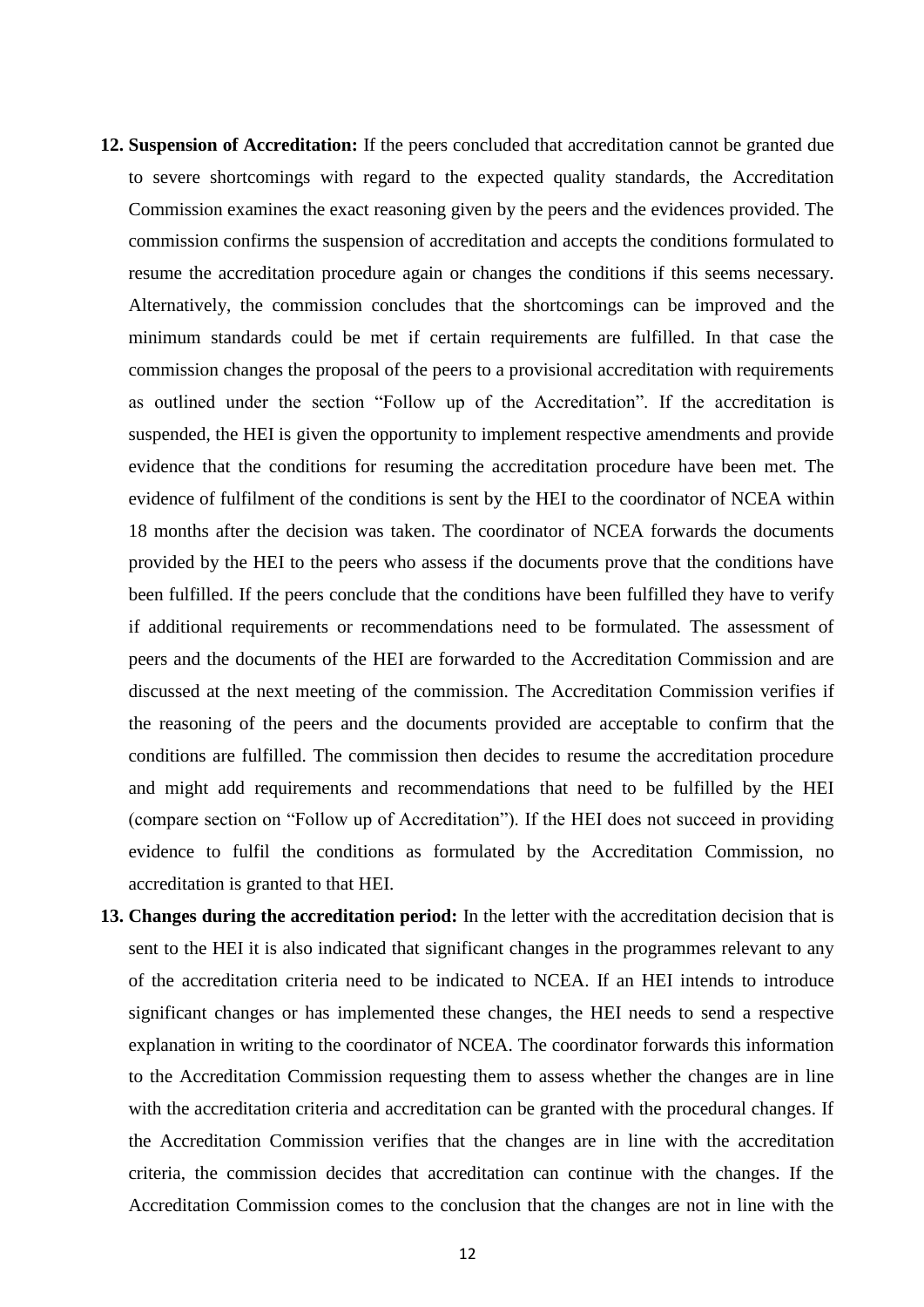12. **Suspension of Accreditation:** If the peers concluded that accreditation cannot be granted due to severe shortcomings with regard to the expected quality standards, the Accreditation Commission examines the exact reasoning given by the peers and the evidences provided. The commission confirms the suspension of accreditation and accepts the conditions formulated to resume the accreditation procedure again or changes the conditions if this seems necessary. Alternatively, the commission concludes that the shortcomings can be improved and the minimum standards could be met if certain requirements are fulfilled. In that case the commission changes the proposal of the peers to a provisional accreditation with requirements as outlined under the section "Follow up of the Accreditation". If the accreditation is suspended, the HEI is given the opportunity to implement respective amendments and provide evidence that the conditions for resuming the accreditation procedure have been met. The evidence of fulfilment of the conditions is sent by the HEI to the coordinator of NCEA within 18 months after the decision was taken. The coordinator of NCEA forwards the documents provided by the HEI to the peers who assess if the documents prove that the conditions have been fulfilled. If the peers conclude that the conditions have been fulfilled they have to verify if additional requirements or recommendations need to be formulated. The assessment of peers and the documents of the HEI are forwarded to the Accreditation Commission and are discussed at the next meeting of the commission. The Accreditation Commission verifies if the reasoning of the peers and the documents provided are acceptable to confirm that the conditions are fulfilled. The commission then decides to resume the accreditation procedure and might add requirements and recommendations that need to be fulfilled by the HEI (compare section on "Follow up of Accreditation"). If the HEI does not succeed in providing evidence to fulfil the conditions as formulated by the Accreditation Commission, no accreditation is granted to that HEI.
13. **Changes during the accreditation period:** In the letter with the accreditation decision that is sent to the HEI it is also indicated that significant changes in the programmes relevant to any of the accreditation criteria need to be indicated to NCEA. If an HEI intends to introduce significant changes or has implemented these changes, the HEI needs to send a respective explanation in writing to the coordinator of NCEA. The coordinator forwards this information to the Accreditation Commission requesting them to assess whether the changes are in line with the accreditation criteria and accreditation can be granted with the procedural changes. If the Accreditation Commission verifies that the changes are in line with the accreditation criteria, the commission decides that accreditation can continue with the changes. If the Accreditation Commission comes to the conclusion that the changes are not in line with the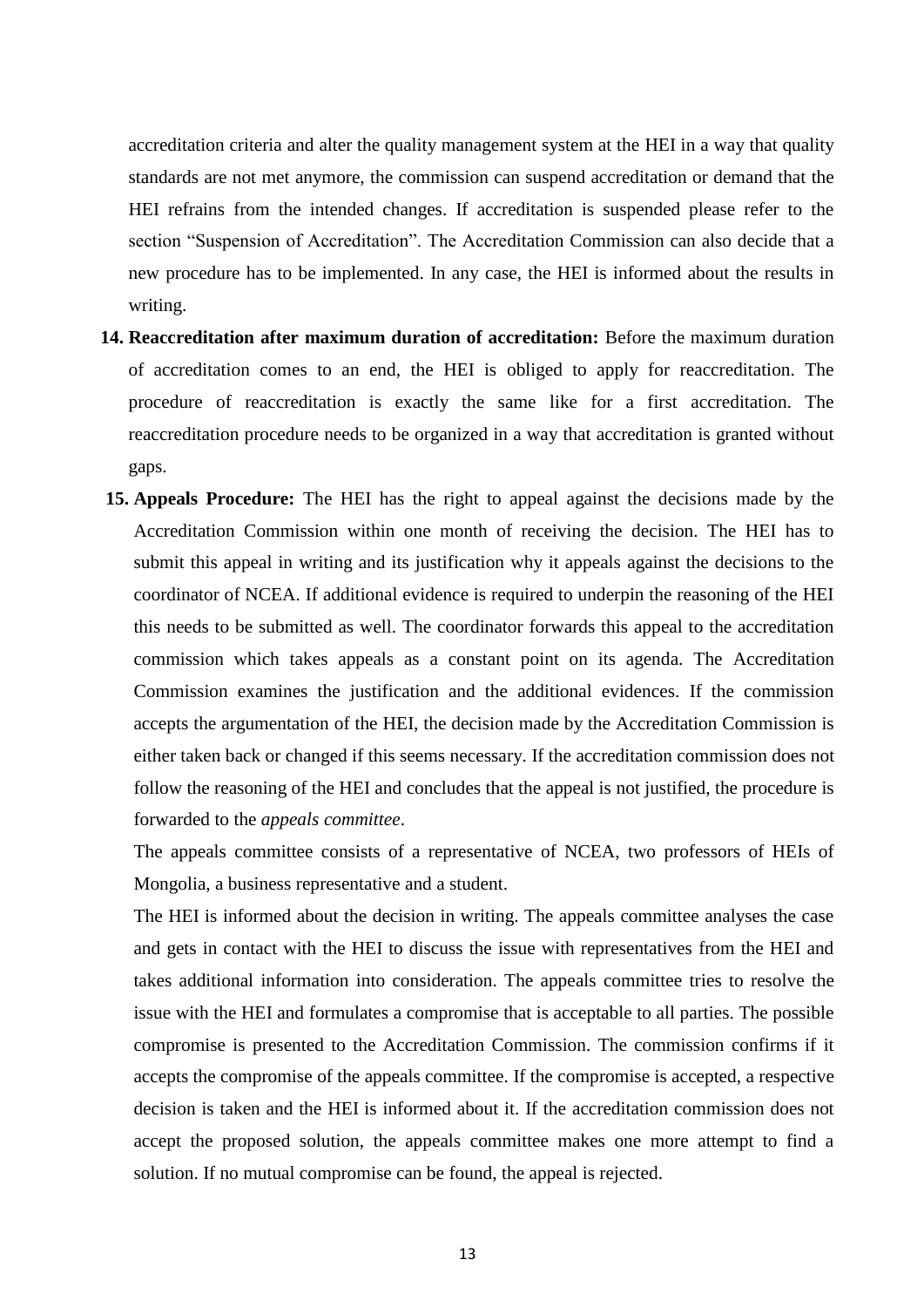accreditation criteria and alter the quality management system at the HEI in a way that quality standards are not met anymore, the commission can suspend accreditation or demand that the HEI refrains from the intended changes. If accreditation is suspended please refer to the section "Suspension of Accreditation". The Accreditation Commission can also decide that a new procedure has to be implemented. In any case, the HEI is informed about the results in writing.

14. **Reaccreditation after maximum duration of accreditation:** Before the maximum duration of accreditation comes to an end, the HEI is obliged to apply for reaccreditation. The procedure of reaccreditation is exactly the same like for a first accreditation. The reaccreditation procedure needs to be organized in a way that accreditation is granted without gaps.
15. **Appeals Procedure:** The HEI has the right to appeal against the decisions made by the Accreditation Commission within one month of receiving the decision. The HEI has to submit this appeal in writing and its justification why it appeals against the decisions to the coordinator of NCEA. If additional evidence is required to underpin the reasoning of the HEI this needs to be submitted as well. The coordinator forwards this appeal to the accreditation commission which takes appeals as a constant point on its agenda. The Accreditation Commission examines the justification and the additional evidences. If the commission accepts the argumentation of the HEI, the decision made by the Accreditation Commission is either taken back or changed if this seems necessary. If the accreditation commission does not follow the reasoning of the HEI and concludes that the appeal is not justified, the procedure is forwarded to the *appeals committee*.

    The appeals committee consists of a representative of NCEA, two professors of HEIs of Mongolia, a business representative and a student.

    The HEI is informed about the decision in writing. The appeals committee analyses the case and gets in contact with the HEI to discuss the issue with representatives from the HEI and takes additional information into consideration. The appeals committee tries to resolve the issue with the HEI and formulates a compromise that is acceptable to all parties. The possible compromise is presented to the Accreditation Commission. The commission confirms if it accepts the compromise of the appeals committee. If the compromise is accepted, a respective decision is taken and the HEI is informed about it. If the accreditation commission does not accept the proposed solution, the appeals committee makes one more attempt to find a solution. If no mutual compromise can be found, the appeal is rejected.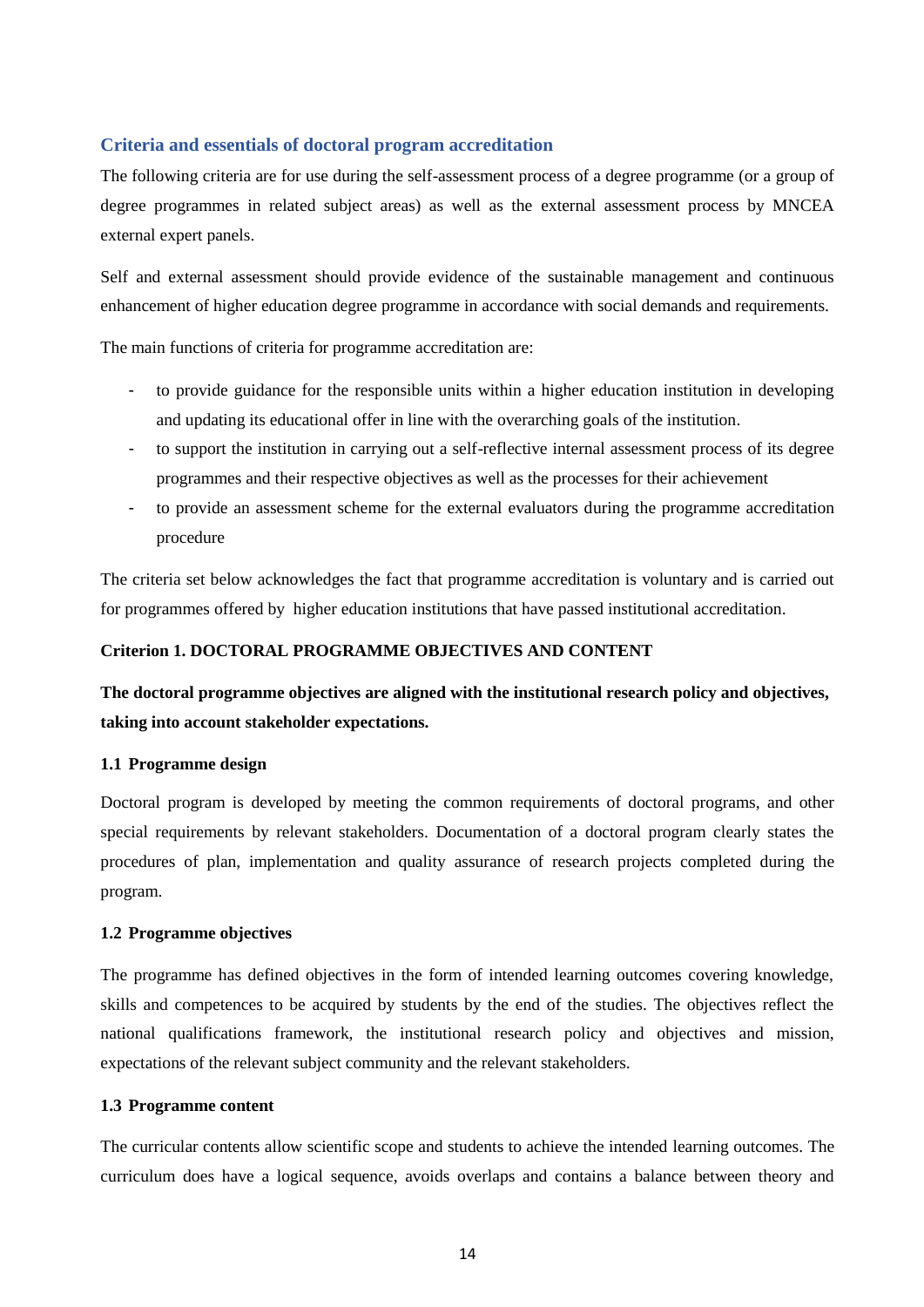## Criteria and essentials of doctoral program accreditation

The following criteria are for use during the self-assessment process of a degree programme (or a group of degree programmes in related subject areas) as well as the external assessment process by MNCEA external expert panels.

Self and external assessment should provide evidence of the sustainable management and continuous enhancement of higher education degree programme in accordance with social demands and requirements.

The main functions of criteria for programme accreditation are:

- to provide guidance for the responsible units within a higher education institution in developing and updating its educational offer in line with the overarching goals of the institution.
- to support the institution in carrying out a self-reflective internal assessment process of its degree programmes and their respective objectives as well as the processes for their achievement
- to provide an assessment scheme for the external evaluators during the programme accreditation procedure

The criteria set below acknowledges the fact that programme accreditation is voluntary and is carried out for programmes offered by higher education institutions that have passed institutional accreditation.

**Criterion 1. DOCTORAL PROGRAMME OBJECTIVES AND CONTENT**

**The doctoral programme objectives are aligned with the institutional research policy and objectives, taking into account stakeholder expectations.**

**1.1 Programme design**

Doctoral program is developed by meeting the common requirements of doctoral programs, and other special requirements by relevant stakeholders. Documentation of a doctoral program clearly states the procedures of plan, implementation and quality assurance of research projects completed during the program.

**1.2 Programme objectives**

The programme has defined objectives in the form of intended learning outcomes covering knowledge, skills and competences to be acquired by students by the end of the studies. The objectives reflect the national qualifications framework, the institutional research policy and objectives and mission, expectations of the relevant subject community and the relevant stakeholders.

**1.3 Programme content**

The curricular contents allow scientific scope and students to achieve the intended learning outcomes. The curriculum does have a logical sequence, avoids overlaps and contains a balance between theory and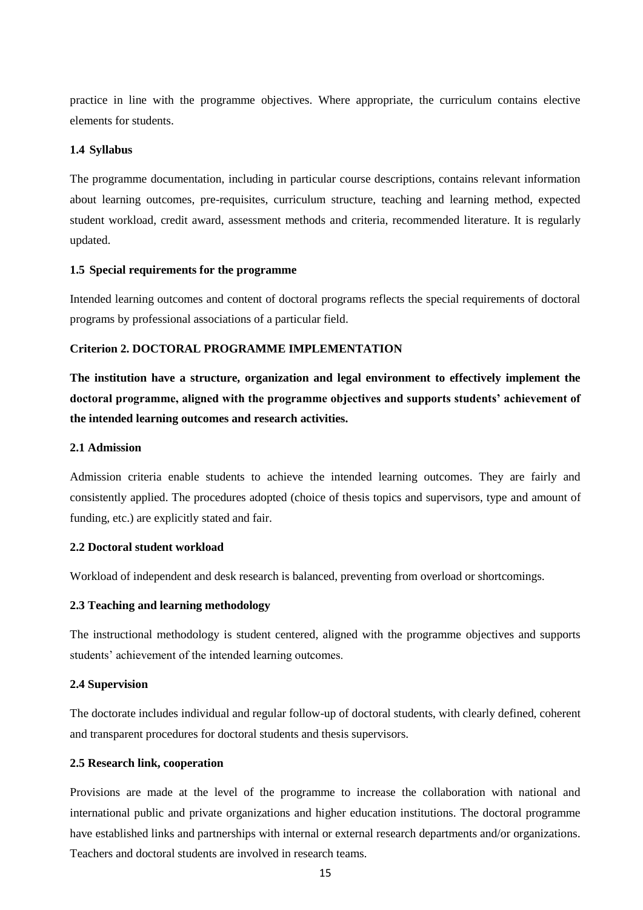practice in line with the programme objectives. Where appropriate, the curriculum contains elective elements for students.

### 1.4 Syllabus

The programme documentation, including in particular course descriptions, contains relevant information about learning outcomes, pre-requisites, curriculum structure, teaching and learning method, expected student workload, credit award, assessment methods and criteria, recommended literature. It is regularly updated.

### 1.5 Special requirements for the programme

Intended learning outcomes and content of doctoral programs reflects the special requirements of doctoral programs by professional associations of a particular field.

## Criterion 2. DOCTORAL PROGRAMME IMPLEMENTATION

**The institution have a structure, organization and legal environment to effectively implement the doctoral programme, aligned with the programme objectives and supports students' achievement of the intended learning outcomes and research activities.**

### 2.1 Admission

Admission criteria enable students to achieve the intended learning outcomes. They are fairly and consistently applied. The procedures adopted (choice of thesis topics and supervisors, type and amount of funding, etc.) are explicitly stated and fair.

### 2.2 Doctoral student workload

Workload of independent and desk research is balanced, preventing from overload or shortcomings.

### 2.3 Teaching and learning methodology

The instructional methodology is student centered, aligned with the programme objectives and supports students' achievement of the intended learning outcomes.

### 2.4 Supervision

The doctorate includes individual and regular follow-up of doctoral students, with clearly defined, coherent and transparent procedures for doctoral students and thesis supervisors.

### 2.5 Research link, cooperation

Provisions are made at the level of the programme to increase the collaboration with national and international public and private organizations and higher education institutions. The doctoral programme have established links and partnerships with internal or external research departments and/or organizations. Teachers and doctoral students are involved in research teams.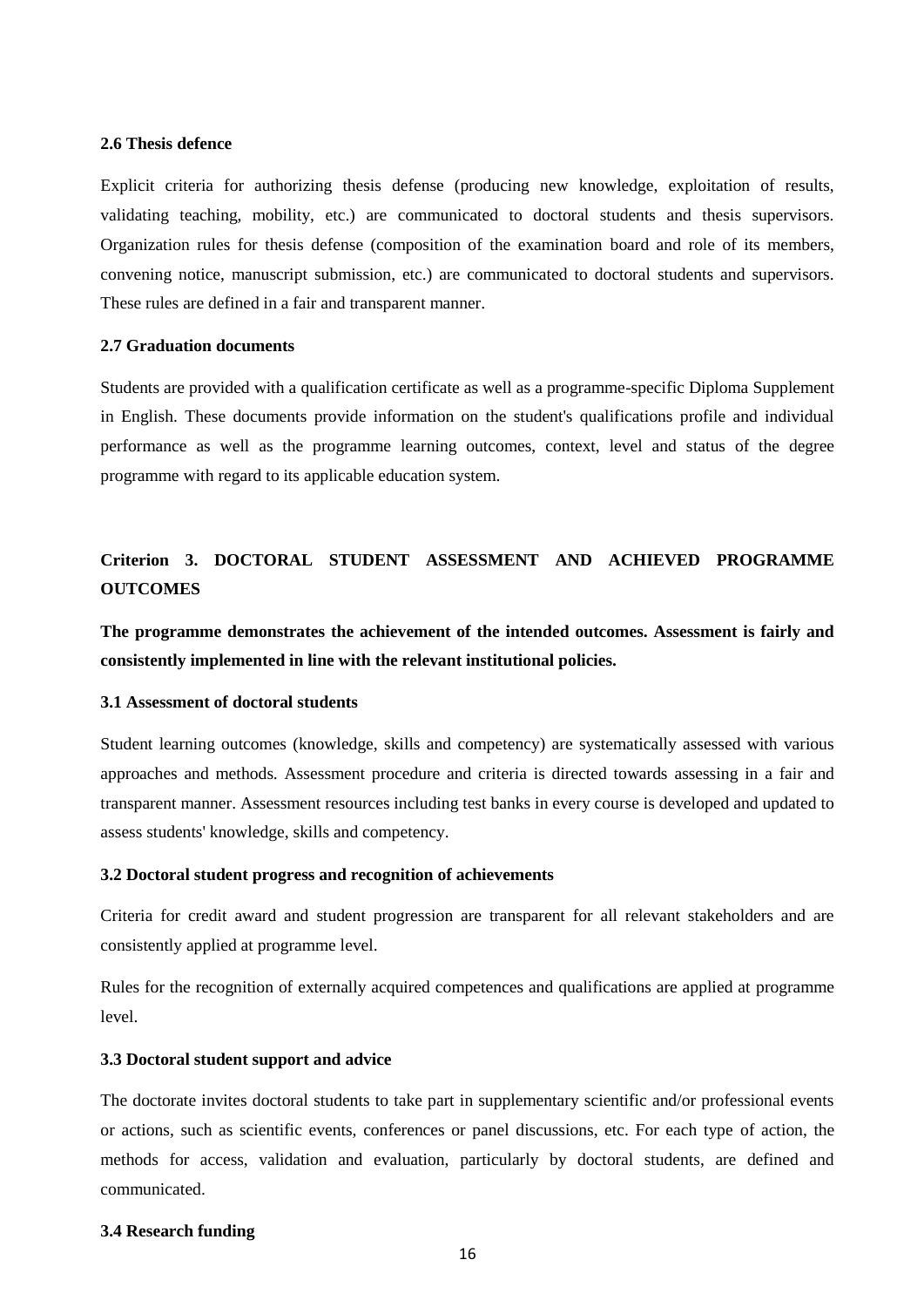### 2.6 Thesis defence

Explicit criteria for authorizing thesis defense (producing new knowledge, exploitation of results, validating teaching, mobility, etc.) are communicated to doctoral students and thesis supervisors. Organization rules for thesis defense (composition of the examination board and role of its members, convening notice, manuscript submission, etc.) are communicated to doctoral students and supervisors. These rules are defined in a fair and transparent manner.

### 2.7 Graduation documents

Students are provided with a qualification certificate as well as a programme-specific Diploma Supplement in English. These documents provide information on the student's qualifications profile and individual performance as well as the programme learning outcomes, context, level and status of the degree programme with regard to its applicable education system.

## Criterion 3. DOCTORAL STUDENT ASSESSMENT AND ACHIEVED PROGRAMME OUTCOMES

**The programme demonstrates the achievement of the intended outcomes. Assessment is fairly and consistently implemented in line with the relevant institutional policies.**

### 3.1 Assessment of doctoral students

Student learning outcomes (knowledge, skills and competency) are systematically assessed with various approaches and methods. Assessment procedure and criteria is directed towards assessing in a fair and transparent manner. Assessment resources including test banks in every course is developed and updated to assess students' knowledge, skills and competency.

### 3.2 Doctoral student progress and recognition of achievements

Criteria for credit award and student progression are transparent for all relevant stakeholders and are consistently applied at programme level.

Rules for the recognition of externally acquired competences and qualifications are applied at programme level.

### 3.3 Doctoral student support and advice

The doctorate invites doctoral students to take part in supplementary scientific and/or professional events or actions, such as scientific events, conferences or panel discussions, etc. For each type of action, the methods for access, validation and evaluation, particularly by doctoral students, are defined and communicated.

### 3.4 Research funding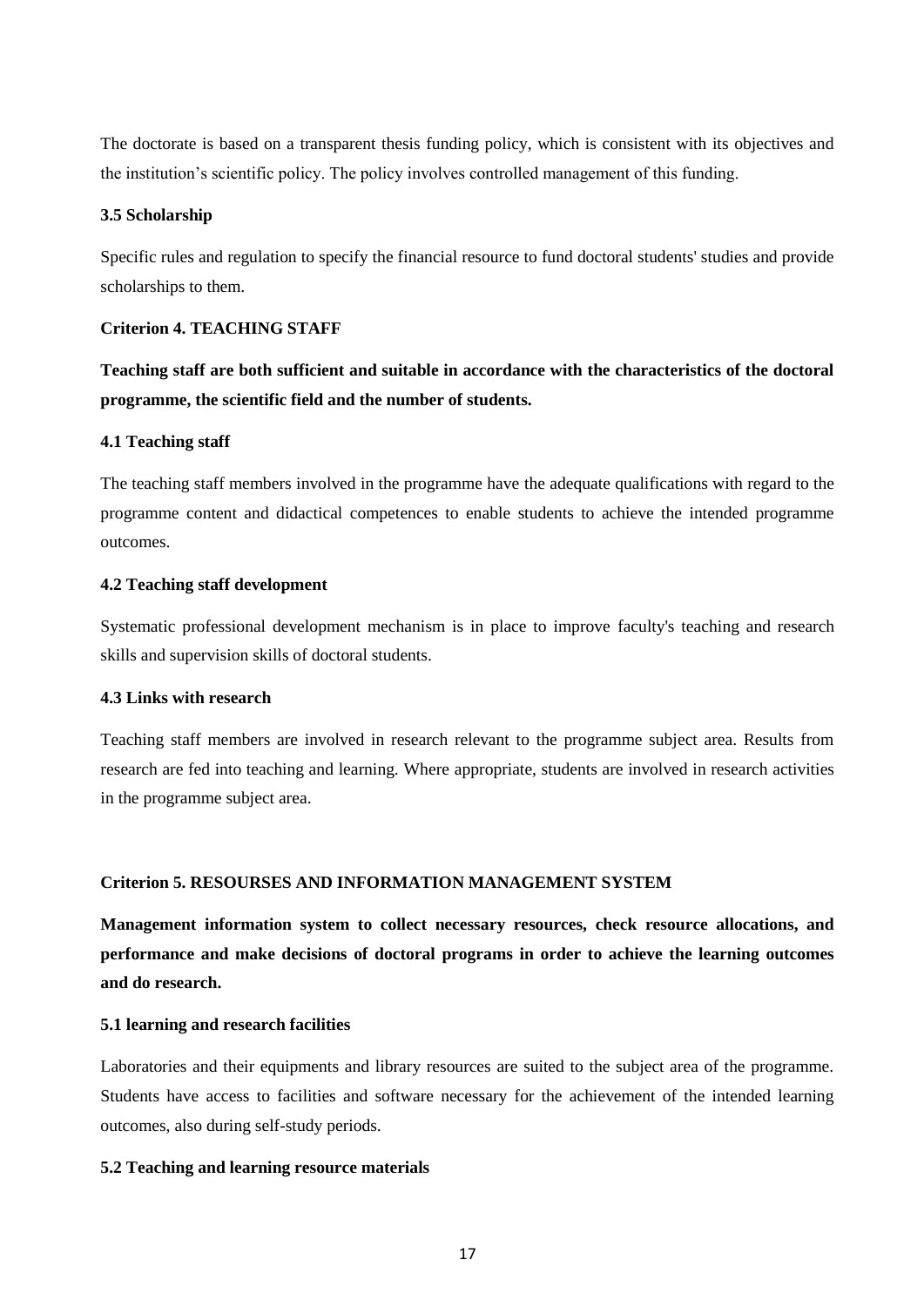The doctorate is based on a transparent thesis funding policy, which is consistent with its objectives and the institution's scientific policy. The policy involves controlled management of this funding.

#### 3.5 Scholarship

Specific rules and regulation to specify the financial resource to fund doctoral students' studies and provide scholarships to them.

### Criterion 4. TEACHING STAFF

**Teaching staff are both sufficient and suitable in accordance with the characteristics of the doctoral programme, the scientific field and the number of students.**

#### 4.1 Teaching staff

The teaching staff members involved in the programme have the adequate qualifications with regard to the programme content and didactical competences to enable students to achieve the intended programme outcomes.

#### 4.2 Teaching staff development

Systematic professional development mechanism is in place to improve faculty's teaching and research skills and supervision skills of doctoral students.

#### 4.3 Links with research

Teaching staff members are involved in research relevant to the programme subject area. Results from research are fed into teaching and learning. Where appropriate, students are involved in research activities in the programme subject area.

### Criterion 5. RESOURSES AND INFORMATION MANAGEMENT SYSTEM

**Management information system to collect necessary resources, check resource allocations, and performance and make decisions of doctoral programs in order to achieve the learning outcomes and do research.**

#### 5.1 learning and research facilities

Laboratories and their equipments and library resources are suited to the subject area of the programme. Students have access to facilities and software necessary for the achievement of the intended learning outcomes, also during self-study periods.

#### 5.2 Teaching and learning resource materials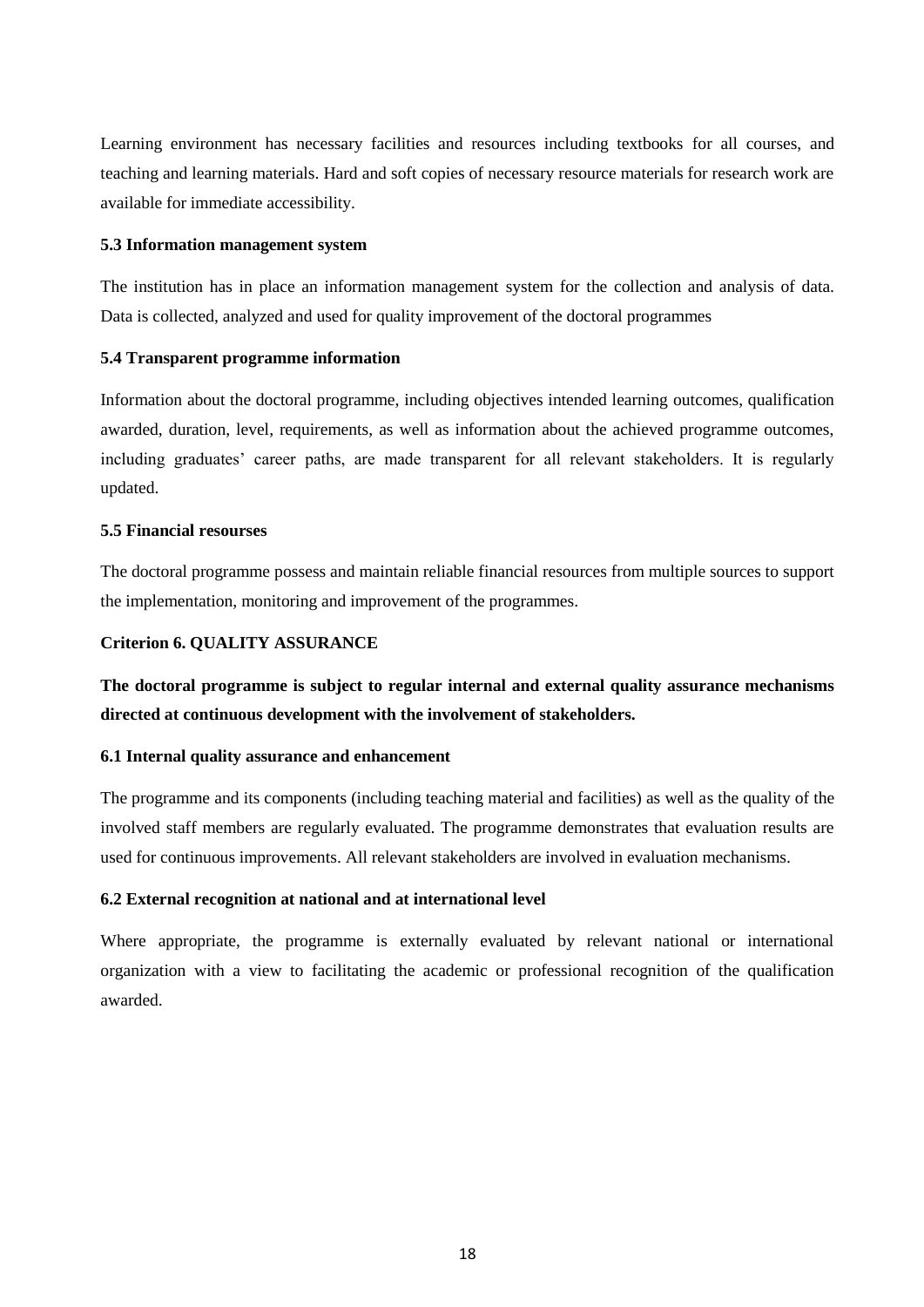Learning environment has necessary facilities and resources including textbooks for all courses, and teaching and learning materials. Hard and soft copies of necessary resource materials for research work are available for immediate accessibility.

#### 5.3 Information management system

The institution has in place an information management system for the collection and analysis of data. Data is collected, analyzed and used for quality improvement of the doctoral programmes

#### 5.4 Transparent programme information

Information about the doctoral programme, including objectives intended learning outcomes, qualification awarded, duration, level, requirements, as well as information about the achieved programme outcomes, including graduates' career paths, are made transparent for all relevant stakeholders. It is regularly updated.

#### 5.5 Financial resourses

The doctoral programme possess and maintain reliable financial resources from multiple sources to support the implementation, monitoring and improvement of the programmes.

### Criterion 6. QUALITY ASSURANCE

**The doctoral programme is subject to regular internal and external quality assurance mechanisms directed at continuous development with the involvement of stakeholders.**

#### 6.1 Internal quality assurance and enhancement

The programme and its components (including teaching material and facilities) as well as the quality of the involved staff members are regularly evaluated. The programme demonstrates that evaluation results are used for continuous improvements. All relevant stakeholders are involved in evaluation mechanisms.

#### 6.2 External recognition at national and at international level

Where appropriate, the programme is externally evaluated by relevant national or international organization with a view to facilitating the academic or professional recognition of the qualification awarded.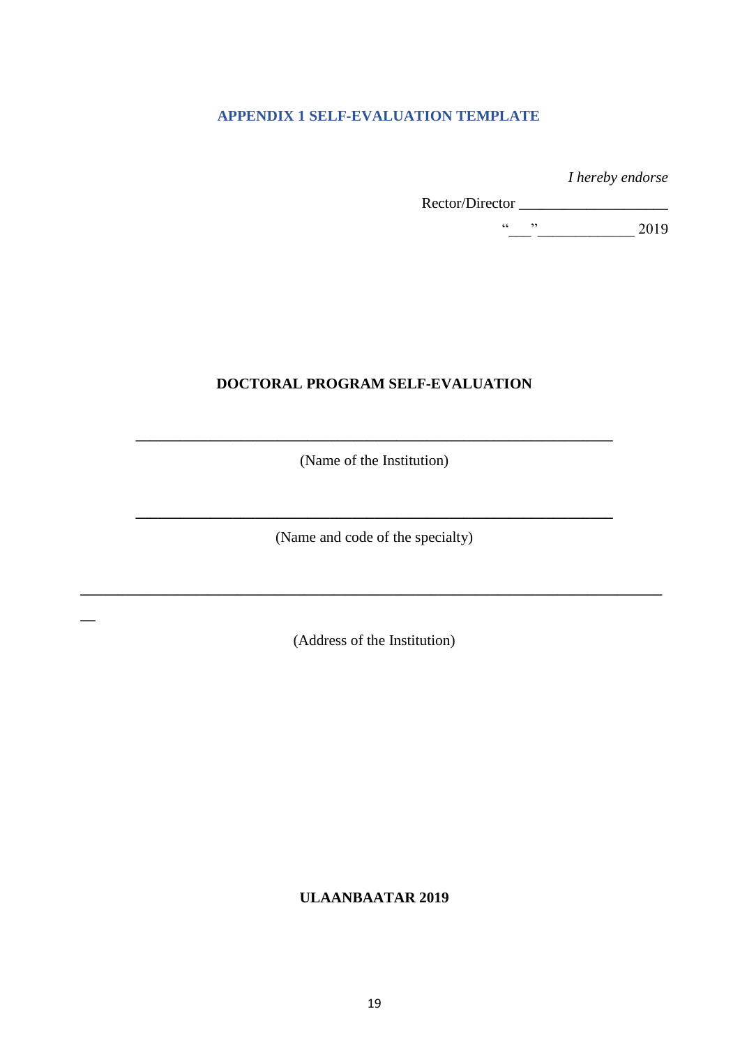## APPENDIX 1 SELF-EVALUATION TEMPLATE

*I hereby endorse*

Rector/Director ___________________

"___"_____________ 2019

**DOCTORAL PROGRAM SELF-EVALUATION**

_______________________________________________________________

(Name of the Institution)

_______________________________________________________________

(Name and code of the specialty)

_________________________________________________________________________

(Address of the Institution)

**ULAANBAATAR 2019**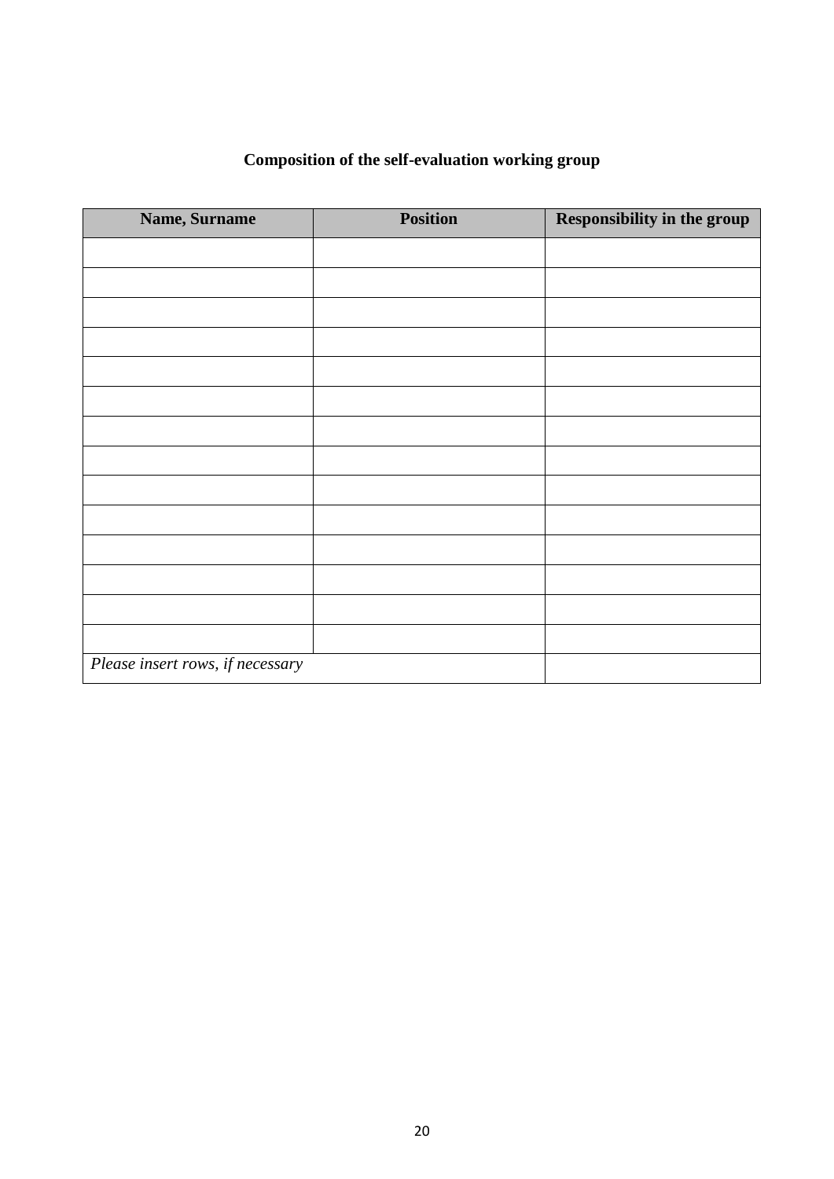**Composition of the self-evaluation working group**

| Name, Surname | Position | Responsibility in the group |
|---|---|---|
| | | |
| | | |
| | | |
| | | |
| | | |
| | | |
| | | |
| | | |
| | | |
| | | |
| | | |
| | | |
| | | |
| | | |
| *Please insert rows, if necessary* | | |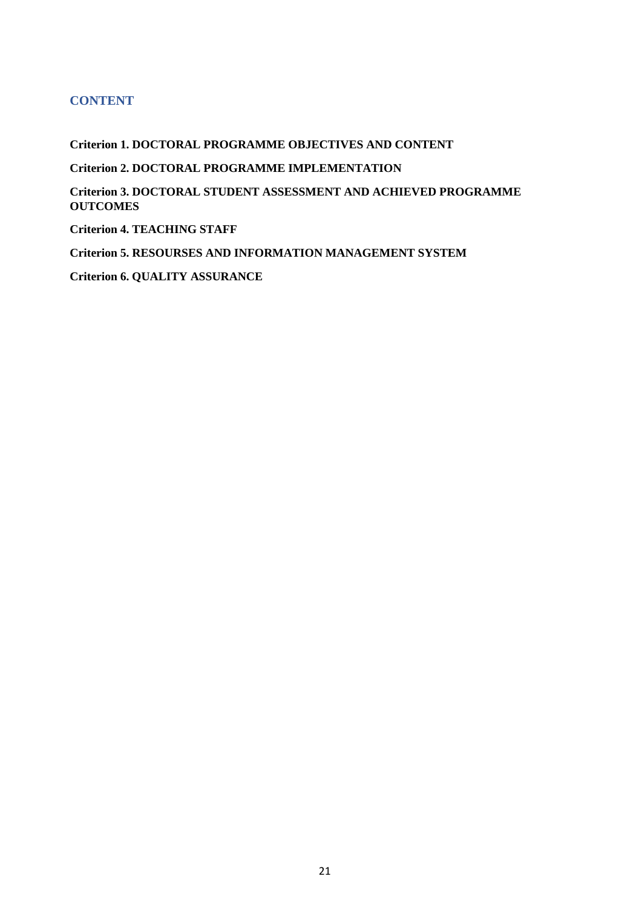## CONTENT

**Criterion 1. DOCTORAL PROGRAMME OBJECTIVES AND CONTENT**

**Criterion 2. DOCTORAL PROGRAMME IMPLEMENTATION**

**Criterion 3. DOCTORAL STUDENT ASSESSMENT AND ACHIEVED PROGRAMME OUTCOMES**

**Criterion 4. TEACHING STAFF**

**Criterion 5. RESOURSES AND INFORMATION MANAGEMENT SYSTEM**

**Criterion 6. QUALITY ASSURANCE**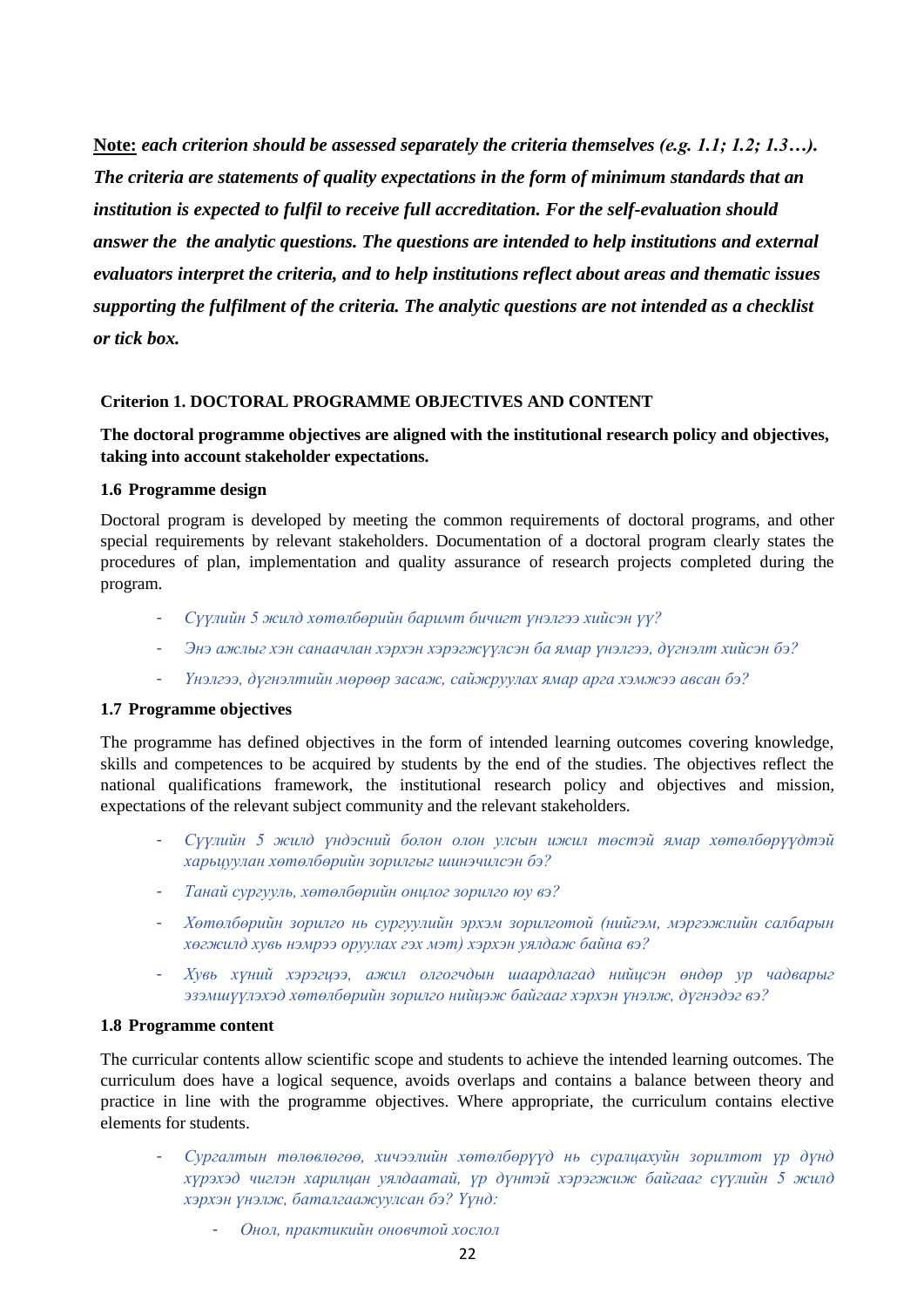**<u>Note:</u>** ***each criterion should be assessed separately the criteria themselves (e.g. 1.1; 1.2; 1.3…). The criteria are statements of quality expectations in the form of minimum standards that an institution is expected to fulfil to receive full accreditation. For the self-evaluation should answer the the analytic questions. The questions are intended to help institutions and external evaluators interpret the criteria, and to help institutions reflect about areas and thematic issues supporting the fulfilment of the criteria. The analytic questions are not intended as a checklist or tick box.***

**Criterion 1. DOCTORAL PROGRAMME OBJECTIVES AND CONTENT**

**The doctoral programme objectives are aligned with the institutional research policy and objectives, taking into account stakeholder expectations.**

**1.6 Programme design**

Doctoral program is developed by meeting the common requirements of doctoral programs, and other special requirements by relevant stakeholders. Documentation of a doctoral program clearly states the procedures of plan, implementation and quality assurance of research projects completed during the program.

- *Сүүлийн 5 жилд хөтөлбөрийн баримт бичигт үнэлгээ хийсэн үү?*
- *Энэ ажлыг хэн санаачлан хэрхэн хэрэгжүүлсэн ба ямар үнэлгээ, дүгнэлт хийсэн бэ?*
- *Үнэлгээ, дүгнэлтийн мөрөөр засаж, сайжруулах ямар арга хэмжээ авсан бэ?*

**1.7 Programme objectives**

The programme has defined objectives in the form of intended learning outcomes covering knowledge, skills and competences to be acquired by students by the end of the studies. The objectives reflect the national qualifications framework, the institutional research policy and objectives and mission, expectations of the relevant subject community and the relevant stakeholders.

- *Сүүлийн 5 жилд үндэсний болон олон улсын ижил төстэй ямар хөтөлбөрүүдтэй харьцуулан хөтөлбөрийн зорилгыг шинэчилсэн бэ?*
- *Танай сургууль, хөтөлбөрийн онцлог зорилго юу вэ?*
- *Хөтөлбөрийн зорилго нь сургуулийн эрхэм зорилготой (нийгэм, мэргэжлийн салбарын хөгжилд хувь нэмрээ оруулах гэх мэт) хэрхэн уялдаж байна вэ?*
- *Хувь хүний хэрэгцээ, ажил олгогчдын шаардлагад нийцсэн өндөр ур чадварыг эзэмшүүлэхэд хөтөлбөрийн зорилго нийцэж байгааг хэрхэн үнэлж, дүгнэдэг вэ?*

**1.8 Programme content**

The curricular contents allow scientific scope and students to achieve the intended learning outcomes. The curriculum does have a logical sequence, avoids overlaps and contains a balance between theory and practice in line with the programme objectives. Where appropriate, the curriculum contains elective elements for students.

- *Сургалтын төлөвлөгөө, хичээлийн хөтөлбөрүүд нь суралцахуйн зорилтот ур дүнд хүрэхэд чиглэн харилцан уялдаатай, ур дүнтэй хэрэгжиж байгааг сүүлийн 5 жилд хэрхэн үнэлж, баталгаажуулсан бэ? Үүнд:*
    - *Онол, практикийн оновчтой хослол*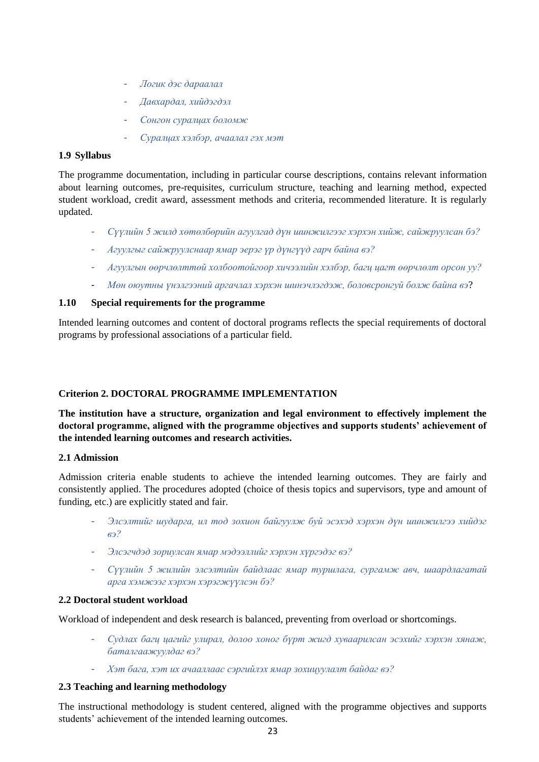- *Логик дэс дараалал*
- *Давхардал, хийдэгдэл*
- *Сонгон суралцах боломж*
- *Суралцах хэлбэр, ачаалал гэх мэт*

### 1.9 Syllabus

The programme documentation, including in particular course descriptions, contains relevant information about learning outcomes, pre-requisites, curriculum structure, teaching and learning method, expected student workload, credit award, assessment methods and criteria, recommended literature. It is regularly updated.

- *Сүүлийн 5 жилд хөтөлбөрийн агуулгад дүн шинжилгээг хэрхэн хийж, сайжруулсан бэ?*
- *Агуулгыг сайжруулснаар ямар эерэг үр дүнгүүд гарч байна вэ?*
- *Агуулгын өөрчлөлттөй холбоотойгоор хичээлийн хэлбэр, багц цагт өөрчлөлт орсон уу?*
- *Мөн оюутны үнэлгээний аргачлал хэрхэн шинэчлэгдэж, боловсронгуй болж байна вэ*?

### 1.10 Special requirements for the programme

Intended learning outcomes and content of doctoral programs reflects the special requirements of doctoral programs by professional associations of a particular field.

## Criterion 2. DOCTORAL PROGRAMME IMPLEMENTATION

**The institution have a structure, organization and legal environment to effectively implement the doctoral programme, aligned with the programme objectives and supports students' achievement of the intended learning outcomes and research activities.**

### 2.1 Admission

Admission criteria enable students to achieve the intended learning outcomes. They are fairly and consistently applied. The procedures adopted (choice of thesis topics and supervisors, type and amount of funding, etc.) are explicitly stated and fair.

- *Элсэлтийг шударга, ил тод зохион байгуулж буй эсэхэд хэрхэн дүн шинжилгээ хийдэг вэ?*
- *Элсэгчдэд зориулсан ямар мэдээллийг хэрхэн хүргэдэг вэ?*
- *Сүүлийн 5 жилийн элсэлтийн байдлаас ямар туршлага, сургамж авч, шаардлагатай арга хэмжээг хэрхэн хэрэгжүүлсэн бэ?*

### 2.2 Doctoral student workload

Workload of independent and desk research is balanced, preventing from overload or shortcomings.

- *Судлах багц цагийг улирал, долоо хоног бүрт жигд хуваарилсан эсэхийг хэрхэн хянаж, баталгаажуулдаг вэ?*
- *Хэт бага, хэт их ачааллаас сэргийлэх ямар зохицуулалт байдаг вэ?*

### 2.3 Teaching and learning methodology

The instructional methodology is student centered, aligned with the programme objectives and supports students' achievement of the intended learning outcomes.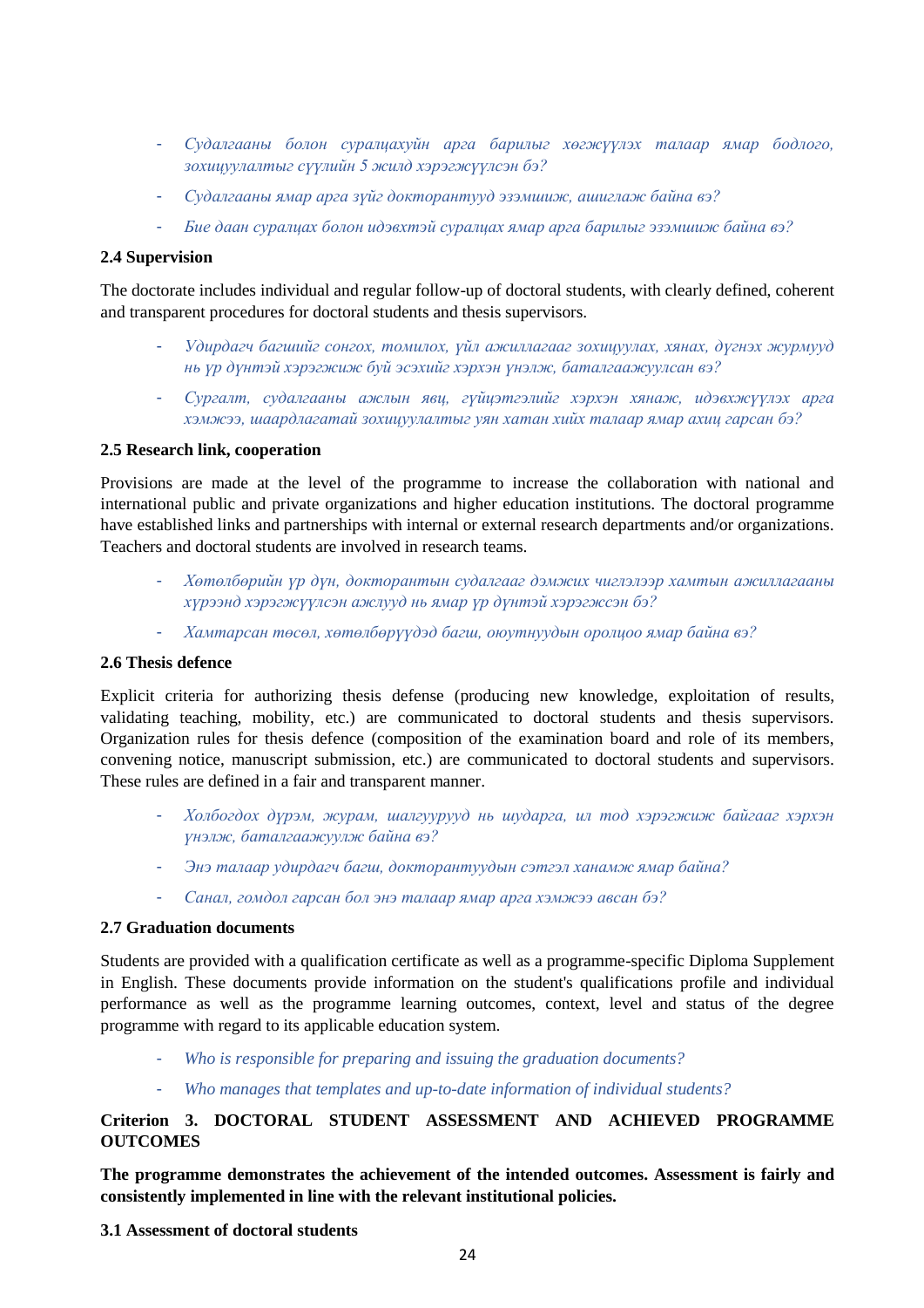- *Судалгааны болон суралцахуйн арга барилыг хөгжүүлэх талаар ямар бодлого, зохицуулалтыг сүүлийн 5 жилд хэрэгжүүлсэн бэ?*
- *Судалгааны ямар арга зүйг докторантууд эзэмшиж, ашиглаж байна вэ?*
- *Бие даан суралцах болон идэвхтэй суралцах ямар арга барилыг эзэмшиж байна вэ?*

**2.4 Supervision**

The doctorate includes individual and regular follow-up of doctoral students, with clearly defined, coherent and transparent procedures for doctoral students and thesis supervisors.

- *Удирдагч багшийг сонгох, томилох, үйл ажиллагааг зохицуулах, хянах, дүгнэх журмууд нь үр дүнтэй хэрэгжиж буй эсэхийг хэрхэн үнэлж, баталгаажуулсан вэ?*
- *Сургалт, судалгааны ажлын явц, гүйцэтгэлийг хэрхэн хянаж, идэвхжүүлэх арга хэмжээ, шаардлагатай зохицуулалтыг уян хатан хийх талаар ямар ахиц гарсан бэ?*

**2.5 Research link, cooperation**

Provisions are made at the level of the programme to increase the collaboration with national and international public and private organizations and higher education institutions. The doctoral programme have established links and partnerships with internal or external research departments and/or organizations. Teachers and doctoral students are involved in research teams.

- *Хөтөлбөрийн үр дүн, докторантын судалгааг дэмжих чиглэлээр хамтын ажиллагааны хүрээнд хэрэгжүүлсэн ажлууд нь ямар үр дүнтэй хэрэгжсэн бэ?*
- *Хамтарсан төсөл, хөтөлбөрүүдэд багш, оюутнуудын оролцоо ямар байна вэ?*

**2.6 Thesis defence**

Explicit criteria for authorizing thesis defense (producing new knowledge, exploitation of results, validating teaching, mobility, etc.) are communicated to doctoral students and thesis supervisors. Organization rules for thesis defence (composition of the examination board and role of its members, convening notice, manuscript submission, etc.) are communicated to doctoral students and supervisors. These rules are defined in a fair and transparent manner.

- *Холбогдох дүрэм, журам, шалгуурууд нь шударга, ил тод хэрэгжиж байгааг хэрхэн үнэлж, баталгаажуулж байна вэ?*
- *Энэ талаар удирдагч багш, докторантуудын сэтгэл ханамж ямар байна?*
- *Санал, гомдол гарсан бол энэ талаар ямар арга хэмжээ авсан бэ?*

**2.7 Graduation documents**

Students are provided with a qualification certificate as well as a programme-specific Diploma Supplement in English. These documents provide information on the student's qualifications profile and individual performance as well as the programme learning outcomes, context, level and status of the degree programme with regard to its applicable education system.

- *Who is responsible for preparing and issuing the graduation documents?*
- *Who manages that templates and up-to-date information of individual students?*

**Criterion 3. DOCTORAL STUDENT ASSESSMENT AND ACHIEVED PROGRAMME OUTCOMES**

**The programme demonstrates the achievement of the intended outcomes. Assessment is fairly and consistently implemented in line with the relevant institutional policies.**

**3.1 Assessment of doctoral students**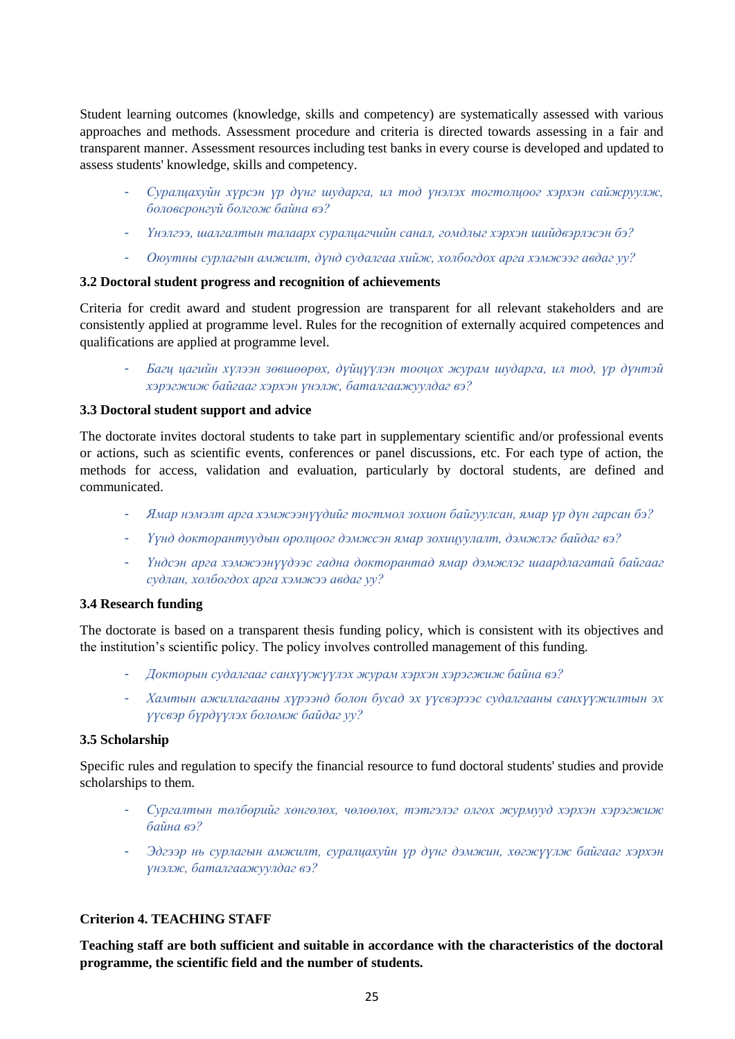Student learning outcomes (knowledge, skills and competency) are systematically assessed with various approaches and methods. Assessment procedure and criteria is directed towards assessing in a fair and transparent manner. Assessment resources including test banks in every course is developed and updated to assess students' knowledge, skills and competency.

- *Суралцахуйн хүрсэн үр дүнг шударга, ил тод үнэлэх тогтолцоог хэрхэн сайжруулж, боловсронгуй болгож байна вэ?*
- *Үнэлгээ, шалгалтын талаарх суралцагчийн санал, гомдлыг хэрхэн шийдвэрлэсэн бэ?*
- *Оюутны сурлагын амжилт, дүнд судалгаа хийж, холбогдох арга хэмжээг авдаг уу?*

**3.2 Doctoral student progress and recognition of achievements**

Criteria for credit award and student progression are transparent for all relevant stakeholders and are consistently applied at programme level. Rules for the recognition of externally acquired competences and qualifications are applied at programme level.

- *Багц цагийн хүлээн зөвшөөрөх, дүйцүүлэн тооцох журам шударга, ил тод, үр дүнтэй хэрэгжиж байгааг хэрхэн үнэлж, баталгаажуулдаг вэ?*

**3.3 Doctoral student support and advice**

The doctorate invites doctoral students to take part in supplementary scientific and/or professional events or actions, such as scientific events, conferences or panel discussions, etc. For each type of action, the methods for access, validation and evaluation, particularly by doctoral students, are defined and communicated.

- *Ямар нэмэлт арга хэмжээнүүдийг тогтмол зохион байгуулсан, ямар үр дүн гарсан бэ?*
- *Үүнд докторантуудын оролцоог дэмжсэн ямар зохицуулалт, дэмжлэг байдаг вэ?*
- *Үндсэн арга хэмжээнүүдээс гадна докторантад ямар дэмжлэг шаардлагатай байгааг судлан, холбогдох арга хэмжээ авдаг уу?*

**3.4 Research funding**

The doctorate is based on a transparent thesis funding policy, which is consistent with its objectives and the institution's scientific policy. The policy involves controlled management of this funding.

- *Докторын судалгааг санхүүжүүлэх журам хэрхэн хэрэгжиж байна вэ?*
- *Хамтын ажиллагааны хүрээнд болон бусад эх үүсвэрээс судалгааны санхүүжилтын эх үүсвэр бүрдүүлэх боломж байдаг уу?*

**3.5 Scholarship**

Specific rules and regulation to specify the financial resource to fund doctoral students' studies and provide scholarships to them.

- *Сургалтын төлбөрийг хөнгөлөх, чөлөөлөх, тэтгэлэг олгох журмууд хэрхэн хэрэгжиж байна вэ?*
- *Эдгээр нь сурлагын амжилт, суралцахуйн үр дүнг дэмжин, хөгжүүлж байгааг хэрхэн үнэлж, баталгаажуулдаг вэ?*

**Criterion 4. TEACHING STAFF**

**Teaching staff are both sufficient and suitable in accordance with the characteristics of the doctoral programme, the scientific field and the number of students.**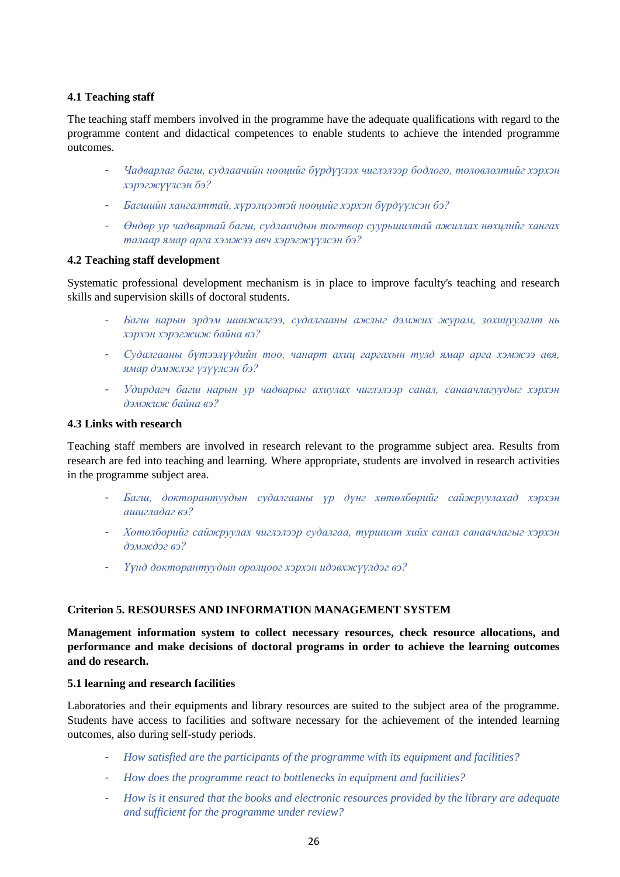### 4.1 Teaching staff

The teaching staff members involved in the programme have the adequate qualifications with regard to the programme content and didactical competences to enable students to achieve the intended programme outcomes.

- *Чадварлаг багш, судлаачийн нөөцийг бүрдүүлэх чиглэлээр бодлого, төлөвлөлтийг хэрхэн хэрэгжүүлсэн бэ?*
- *Багшийн хангалттай, хүрэлцээтэй нөөцийг хэрхэн бүрдүүлсэн бэ?*
- *Өндөр ур чадвартай багш, судлаачдын төгтвор суурьшилтай ажиллах нөхцлийг хангах талаар ямар арга хэмжээ авч хэрэгжүүлсэн бэ?*

### 4.2 Teaching staff development

Systematic professional development mechanism is in place to improve faculty's teaching and research skills and supervision skills of doctoral students.

- *Багш нарын эрдэм шинжилгээ, судалгааны ажлыг дэмжих журам, зохицуулалт нь хэрхэн хэрэгжиж байна вэ?*
- *Судалгааны бүтээлүүдийн тоо, чанарт ахиц гаргахын тулд ямар арга хэмжээ авя, ямар дэмжлэг үзүүлсэн бэ?*
- *Удирдагч багш нарын ур чадварыг ахиулах чиглэлээр санал, санаачлагуудыг хэрхэн дэмжиж байна вэ?*

### 4.3 Links with research

Teaching staff members are involved in research relevant to the programme subject area. Results from research are fed into teaching and learning. Where appropriate, students are involved in research activities in the programme subject area.

- *Багш, докторантуудын судалгааны үр дүнг хөтөлбөрийг сайжруулахад хэрхэн ашигладаг вэ?*
- *Хөтөлбөрийг сайжруулах чиглэлээр судалгаа, туршилт хийх санал санаачлагыг хэрхэн дэмждэг вэ?*
- *Үүнд докторантуудын оролцоог хэрхэн идэвхжүүлдэг вэ?*

### Criterion 5. RESOURSES AND INFORMATION MANAGEMENT SYSTEM

**Management information system to collect necessary resources, check resource allocations, and performance and make decisions of doctoral programs in order to achieve the learning outcomes and do research.**

### 5.1 learning and research facilities

Laboratories and their equipments and library resources are suited to the subject area of the programme. Students have access to facilities and software necessary for the achievement of the intended learning outcomes, also during self-study periods.

- *How satisfied are the participants of the programme with its equipment and facilities?*
- *How does the programme react to bottlenecks in equipment and facilities?*
- *How is it ensured that the books and electronic resources provided by the library are adequate and sufficient for the programme under review?*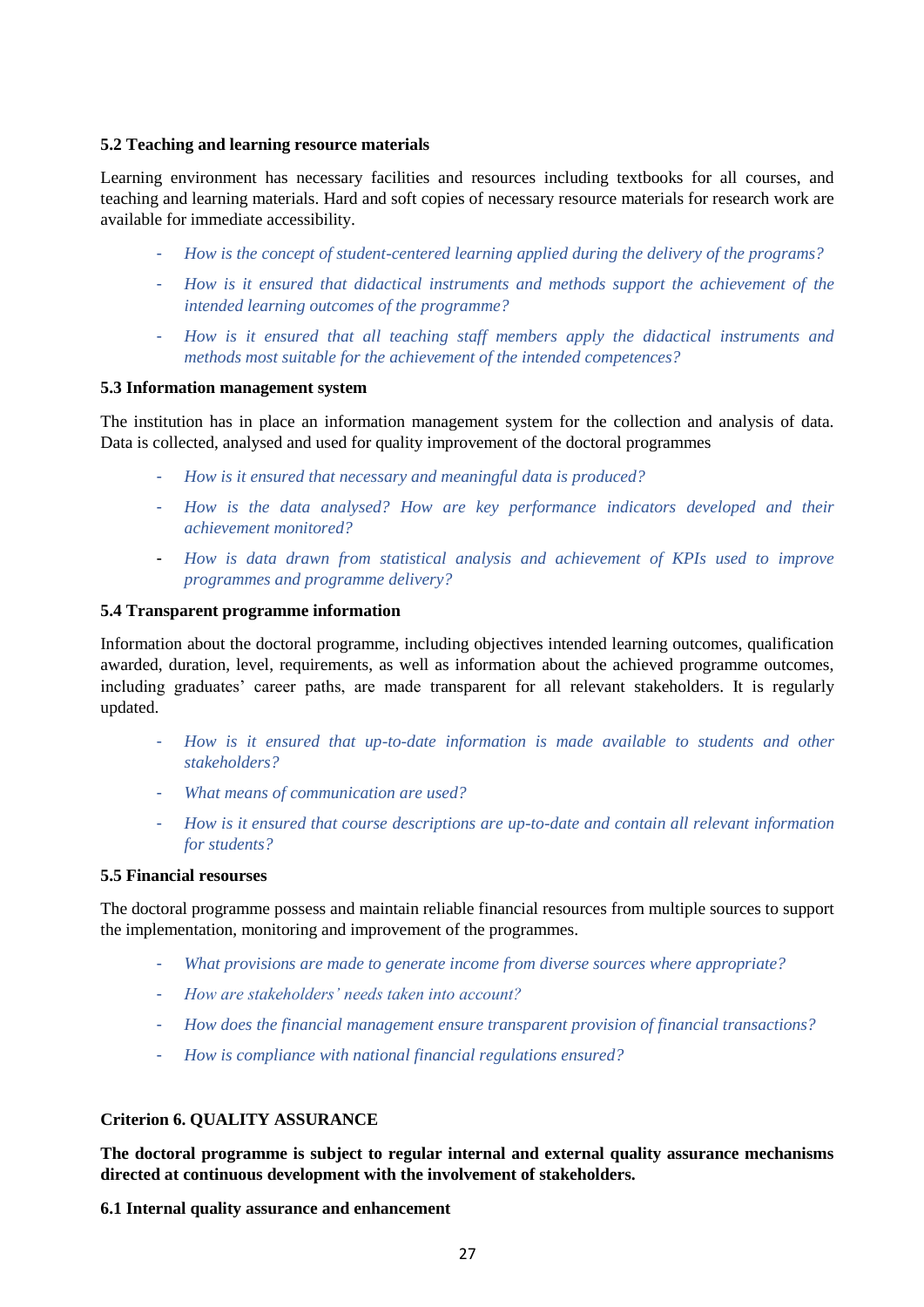### 5.2 Teaching and learning resource materials

Learning environment has necessary facilities and resources including textbooks for all courses, and teaching and learning materials. Hard and soft copies of necessary resource materials for research work are available for immediate accessibility.

- *How is the concept of student-centered learning applied during the delivery of the programs?*
- *How is it ensured that didactical instruments and methods support the achievement of the intended learning outcomes of the programme?*
- *How is it ensured that all teaching staff members apply the didactical instruments and methods most suitable for the achievement of the intended competences?*

### 5.3 Information management system

The institution has in place an information management system for the collection and analysis of data. Data is collected, analysed and used for quality improvement of the doctoral programmes

- *How is it ensured that necessary and meaningful data is produced?*
- *How is the data analysed? How are key performance indicators developed and their achievement monitored?*
- *How is data drawn from statistical analysis and achievement of KPIs used to improve programmes and programme delivery?*

### 5.4 Transparent programme information

Information about the doctoral programme, including objectives intended learning outcomes, qualification awarded, duration, level, requirements, as well as information about the achieved programme outcomes, including graduates' career paths, are made transparent for all relevant stakeholders. It is regularly updated.

- *How is it ensured that up-to-date information is made available to students and other stakeholders?*
- *What means of communication are used?*
- *How is it ensured that course descriptions are up-to-date and contain all relevant information for students?*

### 5.5 Financial resourses

The doctoral programme possess and maintain reliable financial resources from multiple sources to support the implementation, monitoring and improvement of the programmes.

- *What provisions are made to generate income from diverse sources where appropriate?*
- *How are stakeholders' needs taken into account?*
- *How does the financial management ensure transparent provision of financial transactions?*
- *How is compliance with national financial regulations ensured?*

## Criterion 6. QUALITY ASSURANCE

**The doctoral programme is subject to regular internal and external quality assurance mechanisms directed at continuous development with the involvement of stakeholders.**

### 6.1 Internal quality assurance and enhancement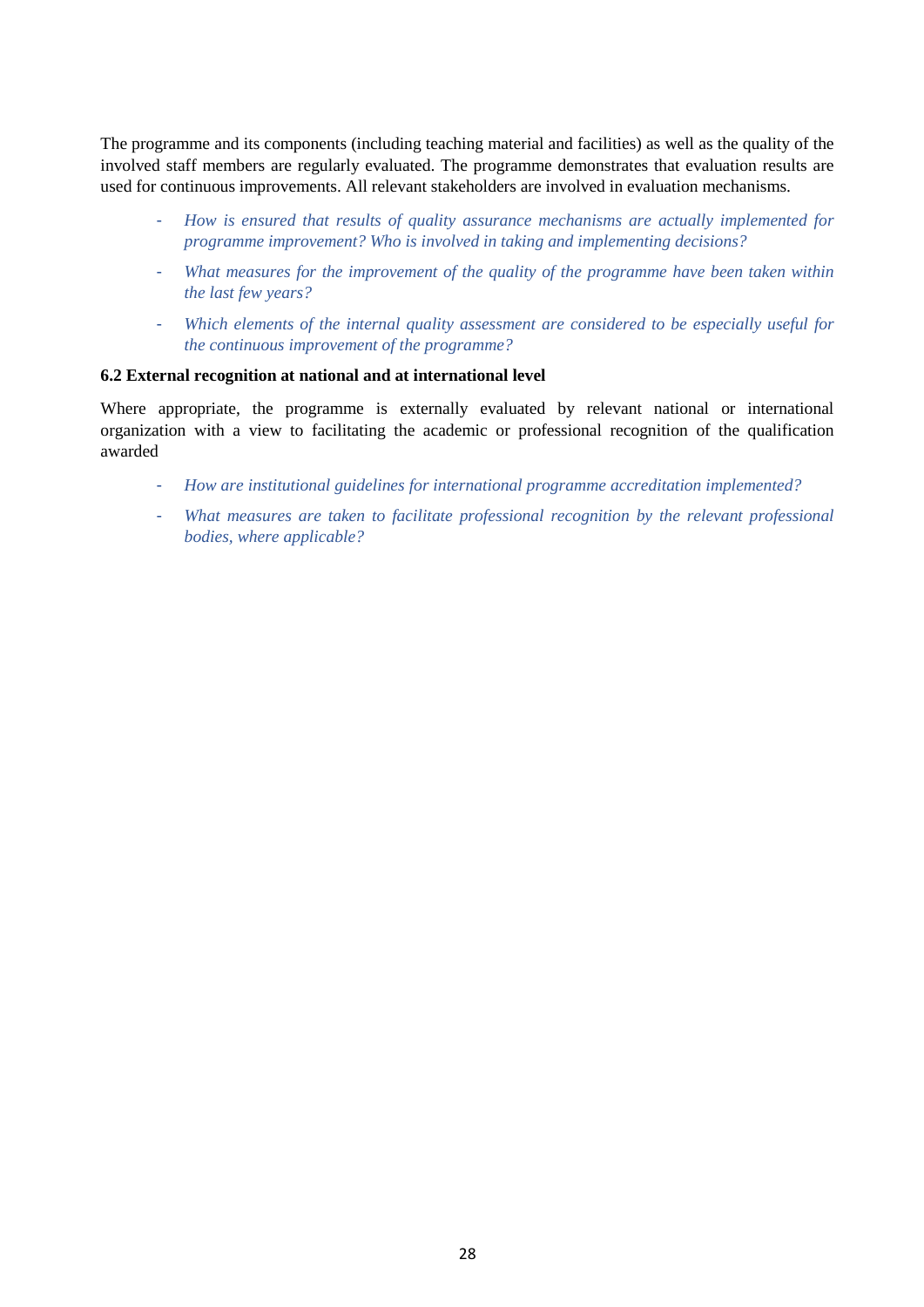The programme and its components (including teaching material and facilities) as well as the quality of the involved staff members are regularly evaluated. The programme demonstrates that evaluation results are used for continuous improvements. All relevant stakeholders are involved in evaluation mechanisms.

- *How is ensured that results of quality assurance mechanisms are actually implemented for programme improvement? Who is involved in taking and implementing decisions?*
- *What measures for the improvement of the quality of the programme have been taken within the last few years?*
- *Which elements of the internal quality assessment are considered to be especially useful for the continuous improvement of the programme?*

**6.2 External recognition at national and at international level**

Where appropriate, the programme is externally evaluated by relevant national or international organization with a view to facilitating the academic or professional recognition of the qualification awarded

- *How are institutional guidelines for international programme accreditation implemented?*
- *What measures are taken to facilitate professional recognition by the relevant professional bodies, where applicable?*